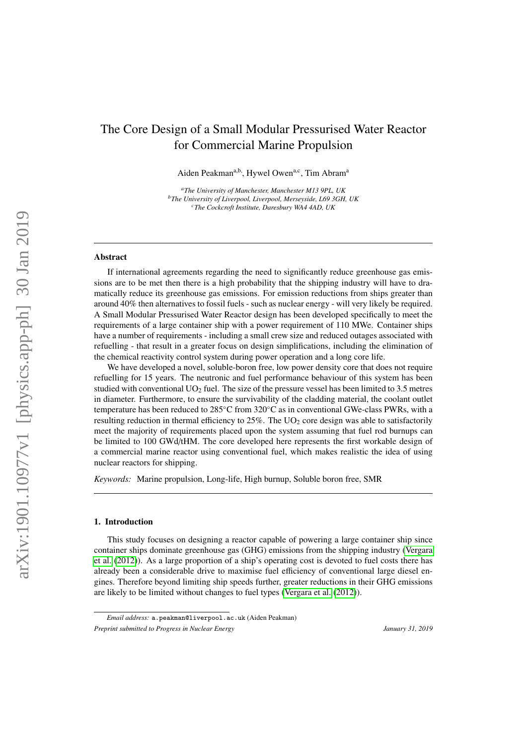# The Core Design of a Small Modular Pressurised Water Reactor for Commercial Marine Propulsion

Aiden Peakman[a,b], Hywel Owen[a,c], Tim Abram[a]

[a] *The University of Manchester, Manchester M13 9PL, UK*
[b] *The University of Liverpool, Liverpool, Merseyside, L69 3GH, UK*
[c] *The Cockcroft Institute, Daresbury WA4 4AD, UK*

---

## Abstract

If international agreements regarding the need to significantly reduce greenhouse gas emissions are to be met then there is a high probability that the shipping industry will have to dramatically reduce its greenhouse gas emissions. For emission reductions from ships greater than around 40% then alternatives to fossil fuels - such as nuclear energy - will very likely be required. A Small Modular Pressurised Water Reactor design has been developed specifically to meet the requirements of a large container ship with a power requirement of 110 MWe. Container ships have a number of requirements - including a small crew size and reduced outages associated with refuelling - that result in a greater focus on design simplifications, including the elimination of the chemical reactivity control system during power operation and a long core life.

We have developed a novel, soluble-boron free, low power density core that does not require refuelling for 15 years. The neutronic and fuel performance behaviour of this system has been studied with conventional $UO_2$ fuel. The size of the pressure vessel has been limited to 3.5 metres in diameter. Furthermore, to ensure the survivability of the cladding material, the coolant outlet temperature has been reduced to 285°C from 320°C as in conventional GWe-class PWRs, with a resulting reduction in thermal efficiency to 25%. The $UO_2$ core design was able to satisfactorily meet the majority of requirements placed upon the system assuming that fuel rod burnups can be limited to 100 GWd/tHM. The core developed here represents the first workable design of a commercial marine reactor using conventional fuel, which makes realistic the idea of using nuclear reactors for shipping.

*Keywords:* Marine propulsion, Long-life, High burnup, Soluble boron free, SMR

---

## 1. Introduction

This study focuses on designing a reactor capable of powering a large container ship since container ships dominate greenhouse gas (GHG) emissions from the shipping industry (Vergara et al. (2012)). As a large proportion of a ship's operating cost is devoted to fuel costs there has already been a considerable drive to maximise fuel efficiency of conventional large diesel engines. Therefore beyond limiting ship speeds further, greater reductions in their GHG emissions are likely to be limited without changes to fuel types (Vergara et al. (2012)).

*Email address:* a.peakman@liverpool.ac.uk (Aiden Peakman)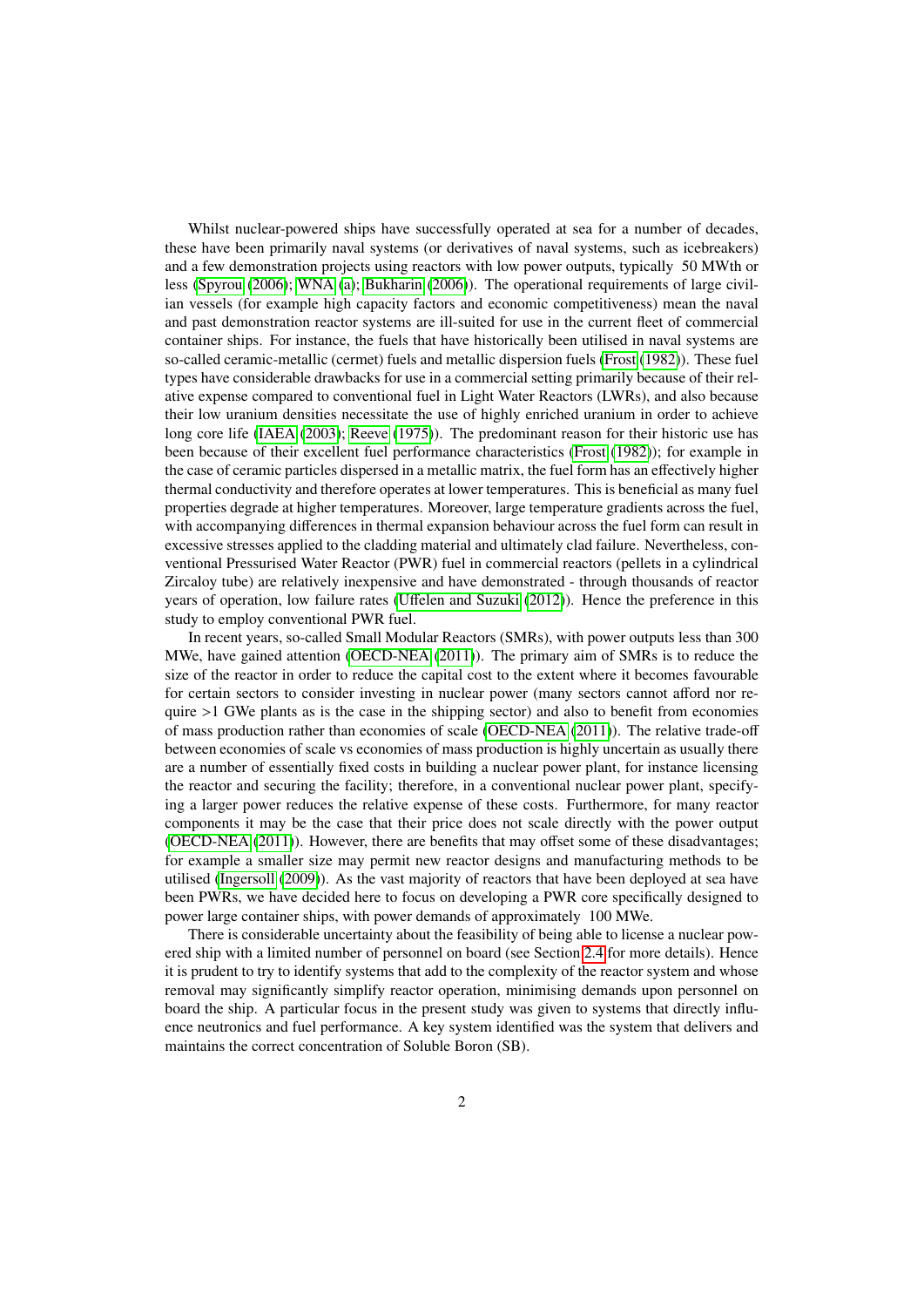Whilst nuclear-powered ships have successfully operated at sea for a number of decades, these have been primarily naval systems (or derivatives of naval systems, such as icebreakers) and a few demonstration projects using reactors with low power outputs, typically 50 MWth or less (Spyrou (2006); WNA (a); Bukharin (2006)). The operational requirements of large civilian vessels (for example high capacity factors and economic competitiveness) mean the naval and past demonstration reactor systems are ill-suited for use in the current fleet of commercial container ships. For instance, the fuels that have historically been utilised in naval systems are so-called ceramic-metallic (cermet) fuels and metallic dispersion fuels (Frost (1982)). These fuel types have considerable drawbacks for use in a commercial setting primarily because of their relative expense compared to conventional fuel in Light Water Reactors (LWRs), and also because their low uranium densities necessitate the use of highly enriched uranium in order to achieve long core life (IAEA (2003); Reeve (1975)). The predominant reason for their historic use has been because of their excellent fuel performance characteristics (Frost (1982)); for example in the case of ceramic particles dispersed in a metallic matrix, the fuel form has an effectively higher thermal conductivity and therefore operates at lower temperatures. This is beneficial as many fuel properties degrade at higher temperatures. Moreover, large temperature gradients across the fuel, with accompanying differences in thermal expansion behaviour across the fuel form can result in excessive stresses applied to the cladding material and ultimately clad failure. Nevertheless, conventional Pressurised Water Reactor (PWR) fuel in commercial reactors (pellets in a cylindrical Zircaloy tube) are relatively inexpensive and have demonstrated - through thousands of reactor years of operation, low failure rates (Uffelen and Suzuki (2012)). Hence the preference in this study to employ conventional PWR fuel.

In recent years, so-called Small Modular Reactors (SMRs), with power outputs less than 300 MWe, have gained attention (OECD-NEA (2011)). The primary aim of SMRs is to reduce the size of the reactor in order to reduce the capital cost to the extent where it becomes favourable for certain sectors to consider investing in nuclear power (many sectors cannot afford nor require >1 GWe plants as is the case in the shipping sector) and also to benefit from economies of mass production rather than economies of scale (OECD-NEA (2011)). The relative trade-off between economies of scale vs economies of mass production is highly uncertain as usually there are a number of essentially fixed costs in building a nuclear power plant, for instance licensing the reactor and securing the facility; therefore, in a conventional nuclear power plant, specifying a larger power reduces the relative expense of these costs. Furthermore, for many reactor components it may be the case that their price does not scale directly with the power output (OECD-NEA (2011)). However, there are benefits that may offset some of these disadvantages; for example a smaller size may permit new reactor designs and manufacturing methods to be utilised (Ingersoll (2009)). As the vast majority of reactors that have been deployed at sea have been PWRs, we have decided here to focus on developing a PWR core specifically designed to power large container ships, with power demands of approximately 100 MWe.

There is considerable uncertainty about the feasibility of being able to license a nuclear powered ship with a limited number of personnel on board (see Section 2.4 for more details). Hence it is prudent to try to identify systems that add to the complexity of the reactor system and whose removal may significantly simplify reactor operation, minimising demands upon personnel on board the ship. A particular focus in the present study was given to systems that directly influence neutronics and fuel performance. A key system identified was the system that delivers and maintains the correct concentration of Soluble Boron (SB).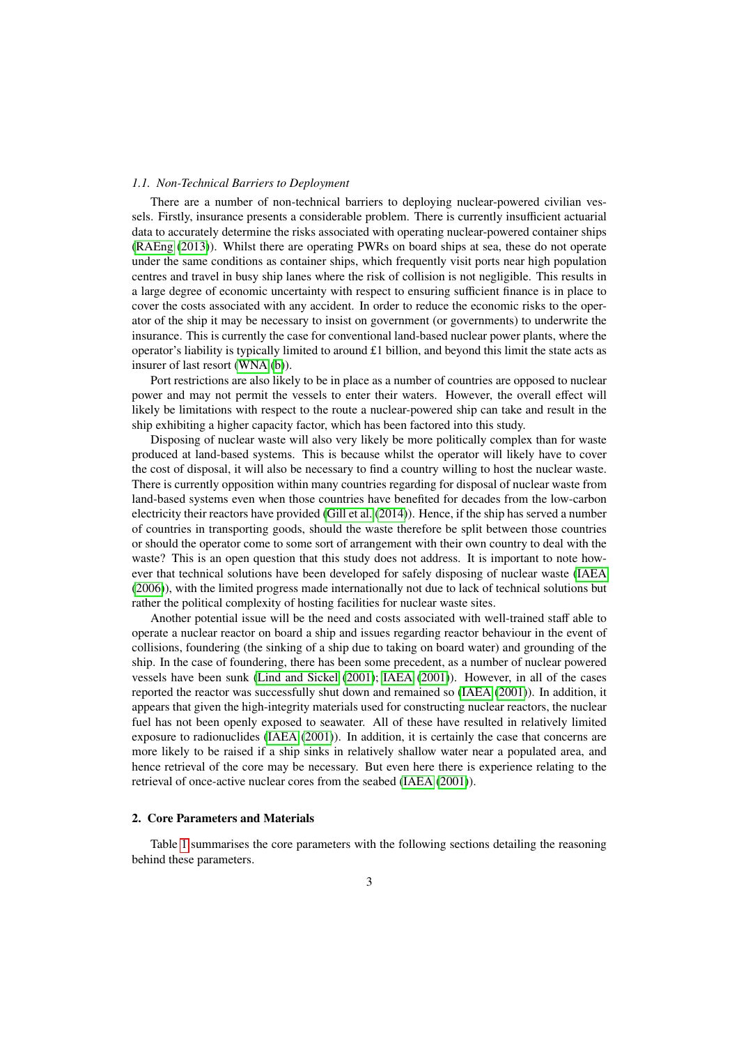### 1.1. Non-Technical Barriers to Deployment

There are a number of non-technical barriers to deploying nuclear-powered civilian vessels. Firstly, insurance presents a considerable problem. There is currently insufficient actuarial data to accurately determine the risks associated with operating nuclear-powered container ships (RAEng (2013)). Whilst there are operating PWRs on board ships at sea, these do not operate under the same conditions as container ships, which frequently visit ports near high population centres and travel in busy ship lanes where the risk of collision is not negligible. This results in a large degree of economic uncertainty with respect to ensuring sufficient finance is in place to cover the costs associated with any accident. In order to reduce the economic risks to the operator of the ship it may be necessary to insist on government (or governments) to underwrite the insurance. This is currently the case for conventional land-based nuclear power plants, where the operator's liability is typically limited to around £1 billion, and beyond this limit the state acts as insurer of last resort (WNA (b)).

Port restrictions are also likely to be in place as a number of countries are opposed to nuclear power and may not permit the vessels to enter their waters. However, the overall effect will likely be limitations with respect to the route a nuclear-powered ship can take and result in the ship exhibiting a higher capacity factor, which has been factored into this study.

Disposing of nuclear waste will also very likely be more politically complex than for waste produced at land-based systems. This is because whilst the operator will likely have to cover the cost of disposal, it will also be necessary to find a country willing to host the nuclear waste. There is currently opposition within many countries regarding for disposal of nuclear waste from land-based systems even when those countries have benefited for decades from the low-carbon electricity their reactors have provided (Gill et al. (2014)). Hence, if the ship has served a number of countries in transporting goods, should the waste therefore be split between those countries or should the operator come to some sort of arrangement with their own country to deal with the waste? This is an open question that this study does not address. It is important to note however that technical solutions have been developed for safely disposing of nuclear waste (IAEA (2006)), with the limited progress made internationally not due to lack of technical solutions but rather the political complexity of hosting facilities for nuclear waste sites.

Another potential issue will be the need and costs associated with well-trained staff able to operate a nuclear reactor on board a ship and issues regarding reactor behaviour in the event of collisions, foundering (the sinking of a ship due to taking on board water) and grounding of the ship. In the case of foundering, there has been some precedent, as a number of nuclear powered vessels have been sunk (Lind and Sickel (2001); IAEA (2001)). However, in all of the cases reported the reactor was successfully shut down and remained so (IAEA (2001)). In addition, it appears that given the high-integrity materials used for constructing nuclear reactors, the nuclear fuel has not been openly exposed to seawater. All of these have resulted in relatively limited exposure to radionuclides (IAEA (2001)). In addition, it is certainly the case that concerns are more likely to be raised if a ship sinks in relatively shallow water near a populated area, and hence retrieval of the core may be necessary. But even here there is experience relating to the retrieval of once-active nuclear cores from the seabed (IAEA (2001)).

## 2. Core Parameters and Materials

Table 1 summarises the core parameters with the following sections detailing the reasoning behind these parameters.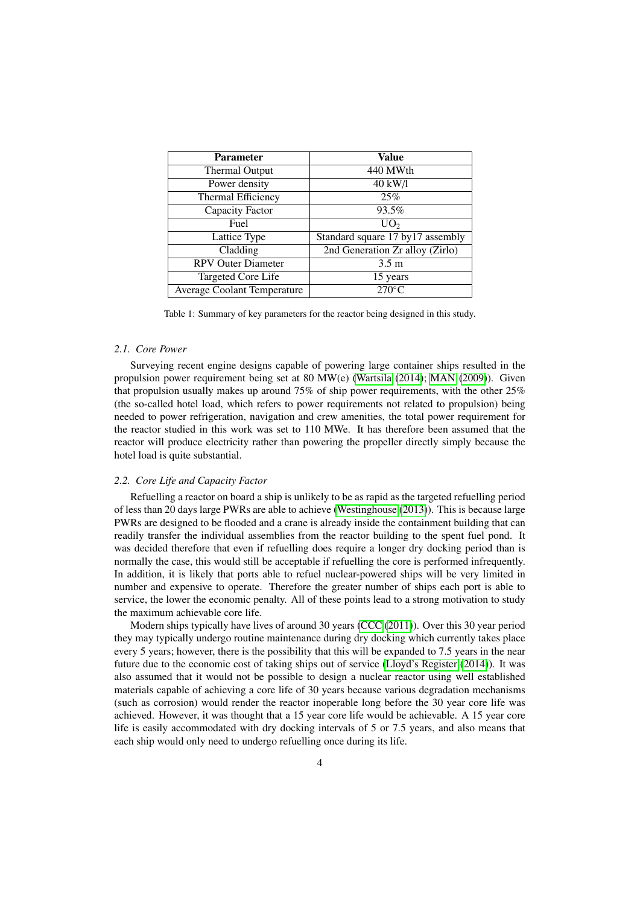| Parameter | Value |
| --- | --- |
| Thermal Output | 440 MWth |
| Power density | 40 kW/l |
| Thermal Efficiency | 25% |
| Capacity Factor | 93.5% |
| Fuel | $UO_2$ |
| Lattice Type | Standard square 17 by17 assembly |
| Cladding | 2nd Generation Zr alloy (Zirlo) |
| RPV Outer Diameter | 3.5 m |
| Targeted Core Life | 15 years |
| Average Coolant Temperature | 270°C |

Table 1: Summary of key parameters for the reactor being designed in this study.

### 2.1. Core Power

Surveying recent engine designs capable of powering large container ships resulted in the propulsion power requirement being set at 80 MW(e) (Wartsila (2014); MAN (2009)). Given that propulsion usually makes up around 75% of ship power requirements, with the other 25% (the so-called hotel load, which refers to power requirements not related to propulsion) being needed to power refrigeration, navigation and crew amenities, the total power requirement for the reactor studied in this work was set to 110 MWe. It has therefore been assumed that the reactor will produce electricity rather than powering the propeller directly simply because the hotel load is quite substantial.

### 2.2. Core Life and Capacity Factor

Refuelling a reactor on board a ship is unlikely to be as rapid as the targeted refuelling period of less than 20 days large PWRs are able to achieve (Westinghouse (2013)). This is because large PWRs are designed to be flooded and a crane is already inside the containment building that can readily transfer the individual assemblies from the reactor building to the spent fuel pond. It was decided therefore that even if refuelling does require a longer dry docking period than is normally the case, this would still be acceptable if refuelling the core is performed infrequently. In addition, it is likely that ports able to refuel nuclear-powered ships will be very limited in number and expensive to operate. Therefore the greater number of ships each port is able to service, the lower the economic penalty. All of these points lead to a strong motivation to study the maximum achievable core life.

Modern ships typically have lives of around 30 years (CCC (2011)). Over this 30 year period they may typically undergo routine maintenance during dry docking which currently takes place every 5 years; however, there is the possibility that this will be expanded to 7.5 years in the near future due to the economic cost of taking ships out of service (Lloyd's Register (2014)). It was also assumed that it would not be possible to design a nuclear reactor using well established materials capable of achieving a core life of 30 years because various degradation mechanisms (such as corrosion) would render the reactor inoperable long before the 30 year core life was achieved. However, it was thought that a 15 year core life would be achievable. A 15 year core life is easily accommodated with dry docking intervals of 5 or 7.5 years, and also means that each ship would only need to undergo refuelling once during its life.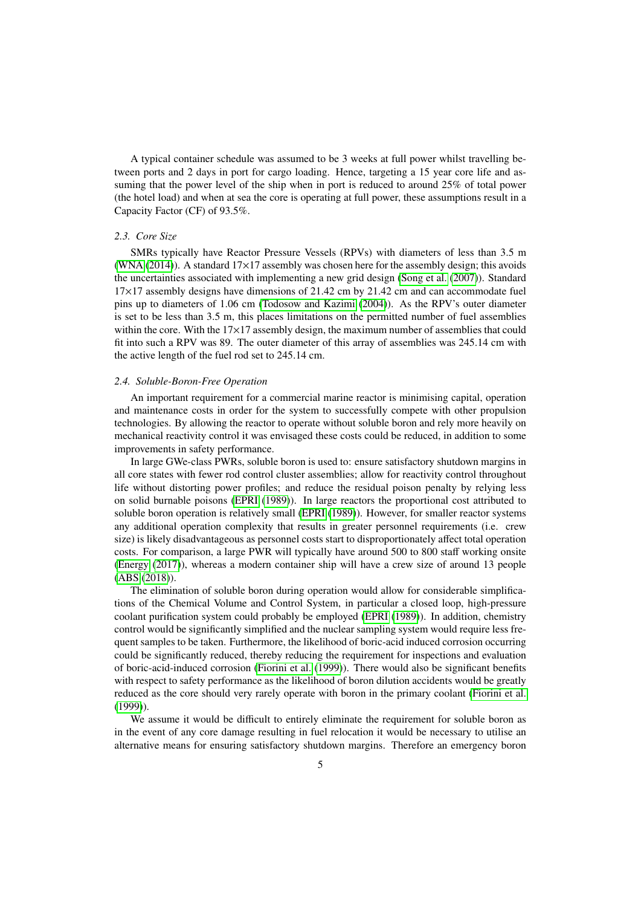A typical container schedule was assumed to be 3 weeks at full power whilst travelling between ports and 2 days in port for cargo loading. Hence, targeting a 15 year core life and assuming that the power level of the ship when in port is reduced to around 25% of total power (the hotel load) and when at sea the core is operating at full power, these assumptions result in a Capacity Factor (CF) of 93.5%.

### *2.3. Core Size*

SMRs typically have Reactor Pressure Vessels (RPVs) with diameters of less than 3.5 m (WNA (2014)). A standard 17×17 assembly was chosen here for the assembly design; this avoids the uncertainties associated with implementing a new grid design (Song et al. (2007)). Standard 17×17 assembly designs have dimensions of 21.42 cm by 21.42 cm and can accommodate fuel pins up to diameters of 1.06 cm (Todosow and Kazimi (2004)). As the RPV's outer diameter is set to be less than 3.5 m, this places limitations on the permitted number of fuel assemblies within the core. With the 17×17 assembly design, the maximum number of assemblies that could fit into such a RPV was 89. The outer diameter of this array of assemblies was 245.14 cm with the active length of the fuel rod set to 245.14 cm.

### *2.4. Soluble-Boron-Free Operation*

An important requirement for a commercial marine reactor is minimising capital, operation and maintenance costs in order for the system to successfully compete with other propulsion technologies. By allowing the reactor to operate without soluble boron and rely more heavily on mechanical reactivity control it was envisaged these costs could be reduced, in addition to some improvements in safety performance.

In large GWe-class PWRs, soluble boron is used to: ensure satisfactory shutdown margins in all core states with fewer rod control cluster assemblies; allow for reactivity control throughout life without distorting power profiles; and reduce the residual poison penalty by relying less on solid burnable poisons (EPRI (1989)). In large reactors the proportional cost attributed to soluble boron operation is relatively small (EPRI (1989)). However, for smaller reactor systems any additional operation complexity that results in greater personnel requirements (i.e. crew size) is likely disadvantageous as personnel costs start to disproportionately affect total operation costs. For comparison, a large PWR will typically have around 500 to 800 staff working onsite (Energy (2017)), whereas a modern container ship will have a crew size of around 13 people (ABS (2018)).

The elimination of soluble boron during operation would allow for considerable simplifications of the Chemical Volume and Control System, in particular a closed loop, high-pressure coolant purification system could probably be employed (EPRI (1989)). In addition, chemistry control would be significantly simplified and the nuclear sampling system would require less frequent samples to be taken. Furthermore, the likelihood of boric-acid induced corrosion occurring could be significantly reduced, thereby reducing the requirement for inspections and evaluation of boric-acid-induced corrosion (Fiorini et al. (1999)). There would also be significant benefits with respect to safety performance as the likelihood of boron dilution accidents would be greatly reduced as the core should very rarely operate with boron in the primary coolant (Fiorini et al. (1999)).

We assume it would be difficult to entirely eliminate the requirement for soluble boron as in the event of any core damage resulting in fuel relocation it would be necessary to utilise an alternative means for ensuring satisfactory shutdown margins. Therefore an emergency boron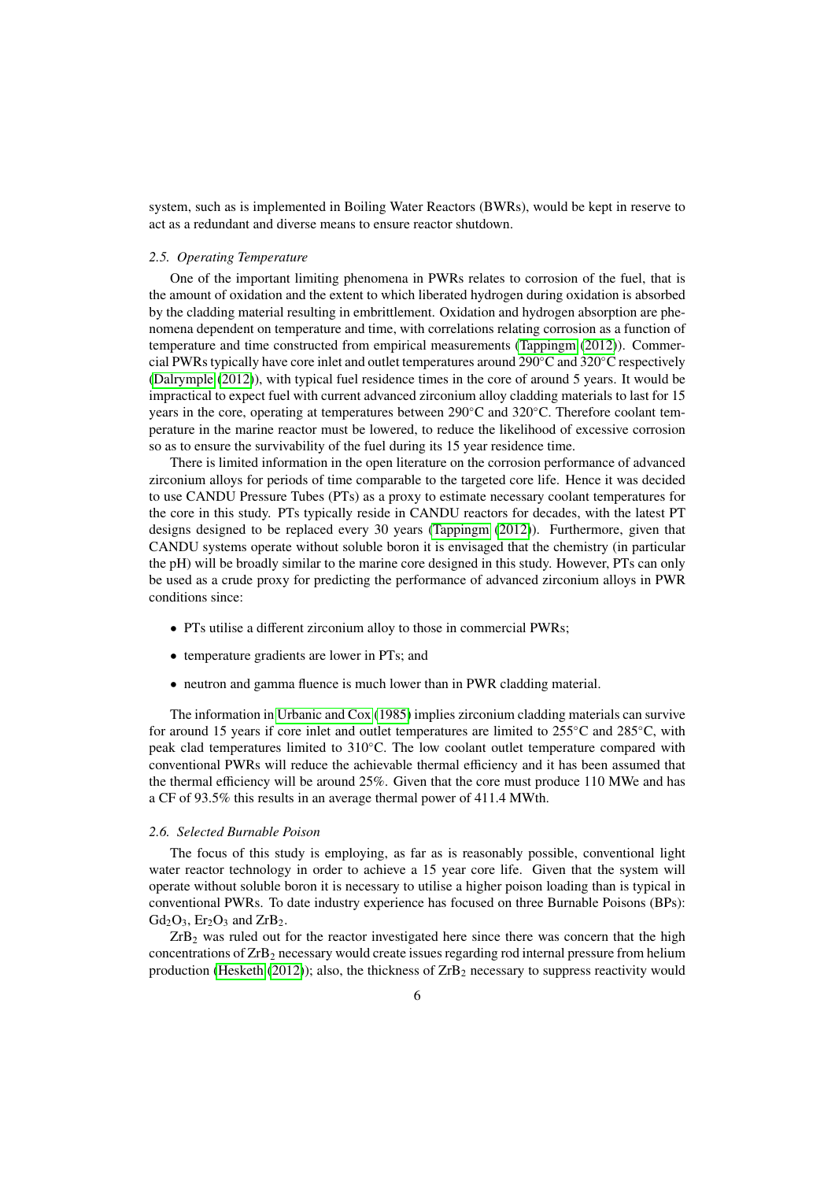system, such as is implemented in Boiling Water Reactors (BWRs), would be kept in reserve to act as a redundant and diverse means to ensure reactor shutdown.

### *2.5. Operating Temperature*

One of the important limiting phenomena in PWRs relates to corrosion of the fuel, that is the amount of oxidation and the extent to which liberated hydrogen during oxidation is absorbed by the cladding material resulting in embrittlement. Oxidation and hydrogen absorption are phenomena dependent on temperature and time, with correlations relating corrosion as a function of temperature and time constructed from empirical measurements (Tappingm (2012)). Commercial PWRs typically have core inlet and outlet temperatures around 290°C and 320°C respectively (Dalrymple (2012)), with typical fuel residence times in the core of around 5 years. It would be impractical to expect fuel with current advanced zirconium alloy cladding materials to last for 15 years in the core, operating at temperatures between 290°C and 320°C. Therefore coolant temperature in the marine reactor must be lowered, to reduce the likelihood of excessive corrosion so as to ensure the survivability of the fuel during its 15 year residence time.

There is limited information in the open literature on the corrosion performance of advanced zirconium alloys for periods of time comparable to the targeted core life. Hence it was decided to use CANDU Pressure Tubes (PTs) as a proxy to estimate necessary coolant temperatures for the core in this study. PTs typically reside in CANDU reactors for decades, with the latest PT designs designed to be replaced every 30 years (Tappingm (2012)). Furthermore, given that CANDU systems operate without soluble boron it is envisaged that the chemistry (in particular the pH) will be broadly similar to the marine core designed in this study. However, PTs can only be used as a crude proxy for predicting the performance of advanced zirconium alloys in PWR conditions since:

- PTs utilise a different zirconium alloy to those in commercial PWRs;
- temperature gradients are lower in PTs; and
- neutron and gamma fluence is much lower than in PWR cladding material.

The information in Urbanic and Cox (1985) implies zirconium cladding materials can survive for around 15 years if core inlet and outlet temperatures are limited to 255°C and 285°C, with peak clad temperatures limited to 310°C. The low coolant outlet temperature compared with conventional PWRs will reduce the achievable thermal efficiency and it has been assumed that the thermal efficiency will be around 25%. Given that the core must produce 110 MWe and has a CF of 93.5% this results in an average thermal power of 411.4 MWth.

### *2.6. Selected Burnable Poison*

The focus of this study is employing, as far as is reasonably possible, conventional light water reactor technology in order to achieve a 15 year core life. Given that the system will operate without soluble boron it is necessary to utilise a higher poison loading than is typical in conventional PWRs. To date industry experience has focused on three Burnable Poisons (BPs): $Gd_2O_3$, $Er_2O_3$ and $ZrB_2$.

$ZrB_2$ was ruled out for the reactor investigated here since there was concern that the high concentrations of $ZrB_2$ necessary would create issues regarding rod internal pressure from helium production (Hesketh (2012)); also, the thickness of $ZrB_2$ necessary to suppress reactivity would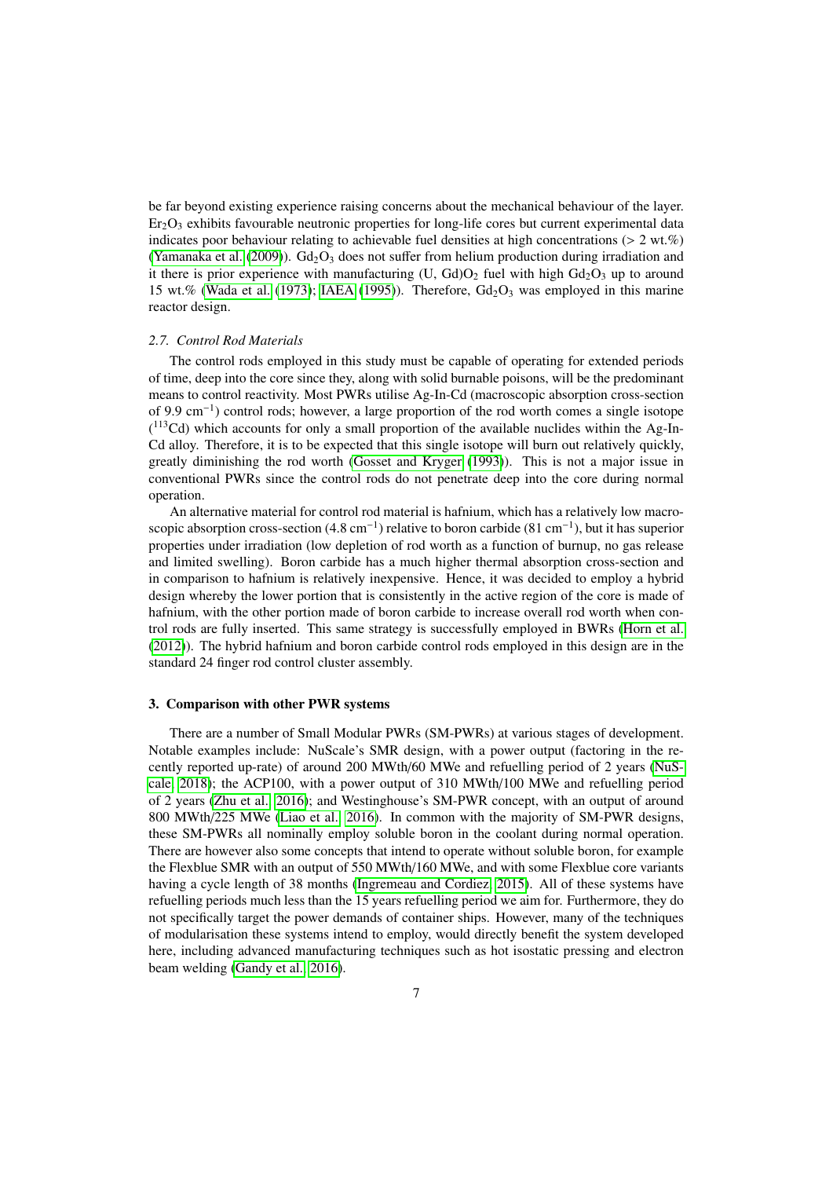be far beyond existing experience raising concerns about the mechanical behaviour of the layer. $Er_2O_3$ exhibits favourable neutronic properties for long-life cores but current experimental data indicates poor behaviour relating to achievable fuel densities at high concentrations (> 2 wt.%) (Yamanaka et al. (2009)). $Gd_2O_3$ does not suffer from helium production during irradiation and it there is prior experience with manufacturing (U, Gd)$O_2$ fuel with high $Gd_2O_3$ up to around 15 wt.% (Wada et al. (1973); IAEA (1995)). Therefore, $Gd_2O_3$ was employed in this marine reactor design.

### *2.7. Control Rod Materials*

The control rods employed in this study must be capable of operating for extended periods of time, deep into the core since they, along with solid burnable poisons, will be the predominant means to control reactivity. Most PWRs utilise Ag-In-Cd (macroscopic absorption cross-section of 9.9 $cm^{-1}$) control rods; however, a large proportion of the rod worth comes a single isotope ($^{113}$Cd) which accounts for only a small proportion of the available nuclides within the Ag-In-Cd alloy. Therefore, it is to be expected that this single isotope will burn out relatively quickly, greatly diminishing the rod worth (Gosset and Kryger (1993)). This is not a major issue in conventional PWRs since the control rods do not penetrate deep into the core during normal operation.

An alternative material for control rod material is hafnium, which has a relatively low macroscopic absorption cross-section (4.8 $cm^{-1}$) relative to boron carbide (81 $cm^{-1}$), but it has superior properties under irradiation (low depletion of rod worth as a function of burnup, no gas release and limited swelling). Boron carbide has a much higher thermal absorption cross-section and in comparison to hafnium is relatively inexpensive. Hence, it was decided to employ a hybrid design whereby the lower portion that is consistently in the active region of the core is made of hafnium, with the other portion made of boron carbide to increase overall rod worth when control rods are fully inserted. This same strategy is successfully employed in BWRs (Horn et al. (2012)). The hybrid hafnium and boron carbide control rods employed in this design are in the standard 24 finger rod control cluster assembly.

## 3. Comparison with other PWR systems

There are a number of Small Modular PWRs (SM-PWRs) at various stages of development. Notable examples include: NuScale's SMR design, with a power output (factoring in the recently reported up-rate) of around 200 MWth/60 MWe and refuelling period of 2 years (NuScale, 2018); the ACP100, with a power output of 310 MWth/100 MWe and refuelling period of 2 years (Zhu et al., 2016); and Westinghouse's SM-PWR concept, with an output of around 800 MWth/225 MWe (Liao et al., 2016). In common with the majority of SM-PWR designs, these SM-PWRs all nominally employ soluble boron in the coolant during normal operation. There are however also some concepts that intend to operate without soluble boron, for example the Flexblue SMR with an output of 550 MWth/160 MWe, and with some Flexblue core variants having a cycle length of 38 months (Ingremeau and Cordiez, 2015). All of these systems have refuelling periods much less than the 15 years refuelling period we aim for. Furthermore, they do not specifically target the power demands of container ships. However, many of the techniques of modularisation these systems intend to employ, would directly benefit the system developed here, including advanced manufacturing techniques such as hot isostatic pressing and electron beam welding (Gandy et al., 2016).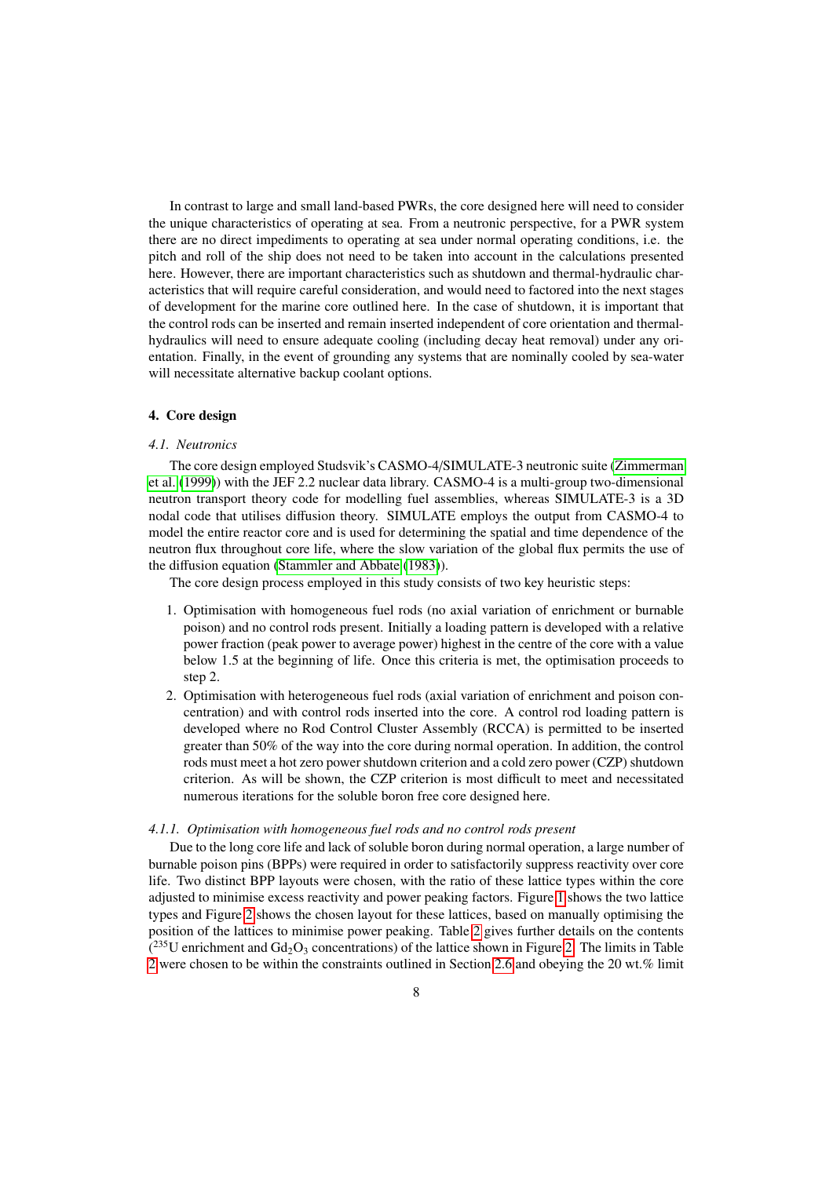In contrast to large and small land-based PWRs, the core designed here will need to consider the unique characteristics of operating at sea. From a neutronic perspective, for a PWR system there are no direct impediments to operating at sea under normal operating conditions, i.e. the pitch and roll of the ship does not need to be taken into account in the calculations presented here. However, there are important characteristics such as shutdown and thermal-hydraulic characteristics that will require careful consideration, and would need to factored into the next stages of development for the marine core outlined here. In the case of shutdown, it is important that the control rods can be inserted and remain inserted independent of core orientation and thermal-hydraulics will need to ensure adequate cooling (including decay heat removal) under any orientation. Finally, in the event of grounding any systems that are nominally cooled by sea-water will necessitate alternative backup coolant options.

## 4. Core design

### *4.1. Neutronics*

The core design employed Studsvik's CASMO-4/SIMULATE-3 neutronic suite (Zimmerman et al. (1999)) with the JEF 2.2 nuclear data library. CASMO-4 is a multi-group two-dimensional neutron transport theory code for modelling fuel assemblies, whereas SIMULATE-3 is a 3D nodal code that utilises diffusion theory. SIMULATE employs the output from CASMO-4 to model the entire reactor core and is used for determining the spatial and time dependence of the neutron flux throughout core life, where the slow variation of the global flux permits the use of the diffusion equation (Stammler and Abbate (1983)).

The core design process employed in this study consists of two key heuristic steps:

1. Optimisation with homogeneous fuel rods (no axial variation of enrichment or burnable poison) and no control rods present. Initially a loading pattern is developed with a relative power fraction (peak power to average power) highest in the centre of the core with a value below 1.5 at the beginning of life. Once this criteria is met, the optimisation proceeds to step 2.
2. Optimisation with heterogeneous fuel rods (axial variation of enrichment and poison concentration) and with control rods inserted into the core. A control rod loading pattern is developed where no Rod Control Cluster Assembly (RCCA) is permitted to be inserted greater than 50% of the way into the core during normal operation. In addition, the control rods must meet a hot zero power shutdown criterion and a cold zero power (CZP) shutdown criterion. As will be shown, the CZP criterion is most difficult to meet and necessitated numerous iterations for the soluble boron free core designed here.

#### *4.1.1. Optimisation with homogeneous fuel rods and no control rods present*

Due to the long core life and lack of soluble boron during normal operation, a large number of burnable poison pins (BPPs) were required in order to satisfactorily suppress reactivity over core life. Two distinct BPP layouts were chosen, with the ratio of these lattice types within the core adjusted to minimise excess reactivity and power peaking factors. Figure 1 shows the two lattice types and Figure 2 shows the chosen layout for these lattices, based on manually optimising the position of the lattices to minimise power peaking. Table 2 gives further details on the contents ($^{235}$U enrichment and $Gd_2O_3$ concentrations) of the lattice shown in Figure 2. The limits in Table 2 were chosen to be within the constraints outlined in Section 2.6 and obeying the 20 wt.% limit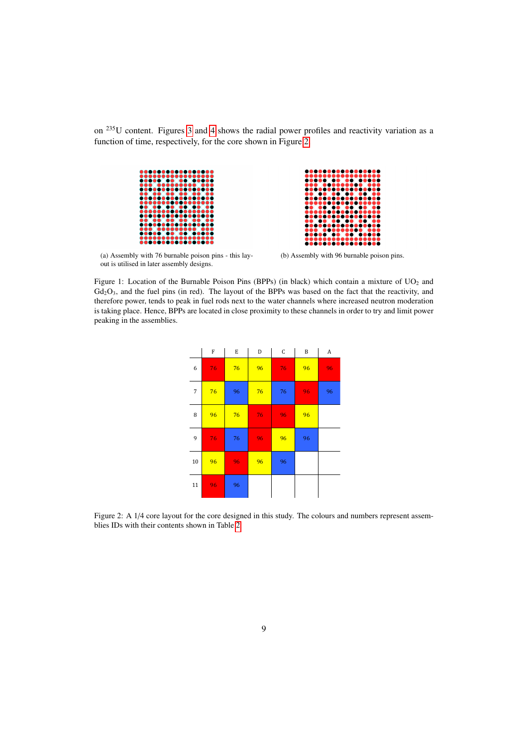on $^{235}$U content. Figures 3 and 4 shows the radial power profiles and reactivity variation as a function of time, respectively, for the core shown in Figure 2.

(a) Assembly with 76 burnable poison pins - this layout is utilised in later assembly designs.

(b) Assembly with 96 burnable poison pins.

Figure 1: Location of the Burnable Poison Pins (BPPs) (in black) which contain a mixture of $UO_2$ and $Gd_2O_3$, and the fuel pins (in red). The layout of the BPPs was based on the fact that the reactivity, and therefore power, tends to peak in fuel rods next to the water channels where increased neutron moderation is taking place. Hence, BPPs are located in close proximity to these channels in order to try and limit power peaking in the assemblies.

| | F | E | D | C | B | A |
|---|---|---|---|---|---|---|
| 6 | 76 | 76 | 96 | 76 | 96 | 96 |
| 7 | 76 | 96 | 76 | 76 | 96 | 96 |
| 8 | 96 | 76 | 76 | 96 | 96 | |
| 9 | 76 | 76 | 96 | 96 | 96 | |
| 10 | 96 | 96 | 96 | 96 | | |
| 11 | 96 | 96 | | | | |

Figure 2: A 1/4 core layout for the core designed in this study. The colours and numbers represent assemblies IDs with their contents shown in Table 2.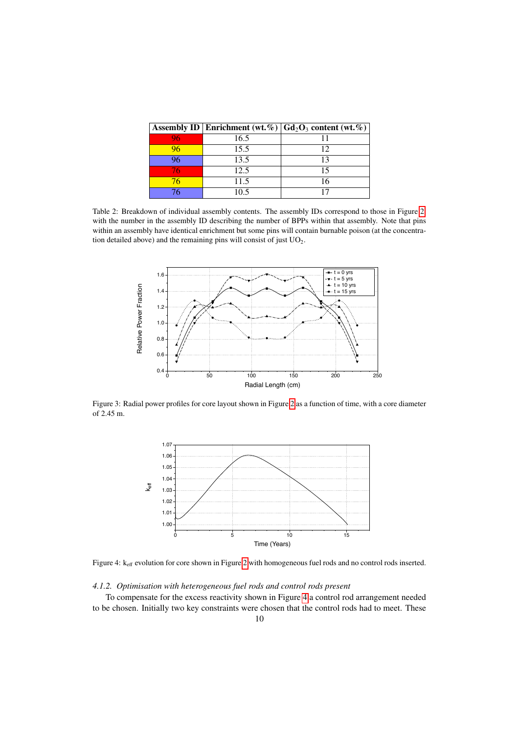| Assembly ID | Enrichment (wt.%) | $Gd_2O_3$ content (wt.%) |
|---|---|---|
| 96 | 16.5 | 11 |
| 96 | 15.5 | 12 |
| 96 | 13.5 | 13 |
| 76 | 12.5 | 15 |
| 76 | 11.5 | 16 |
| 76 | 10.5 | 17 |

Table 2: Breakdown of individual assembly contents. The assembly IDs correspond to those in Figure 2 with the number in the assembly ID describing the number of BPPs within that assembly. Note that pins within an assembly have identical enrichment but some pins will contain burnable poison (at the concentration detailed above) and the remaining pins will consist of just $UO_2$.

Figure 3: Radial power profiles for core layout shown in Figure 2 as a function of time, with a core diameter of 2.45 m.

Figure 4: $k_{eff}$ evolution for core shown in Figure 2 with homogeneous fuel rods and no control rods inserted.

### *4.1.2. Optimisation with heterogeneous fuel rods and control rods present*

To compensate for the excess reactivity shown in Figure 4 a control rod arrangement needed to be chosen. Initially two key constraints were chosen that the control rods had to meet. These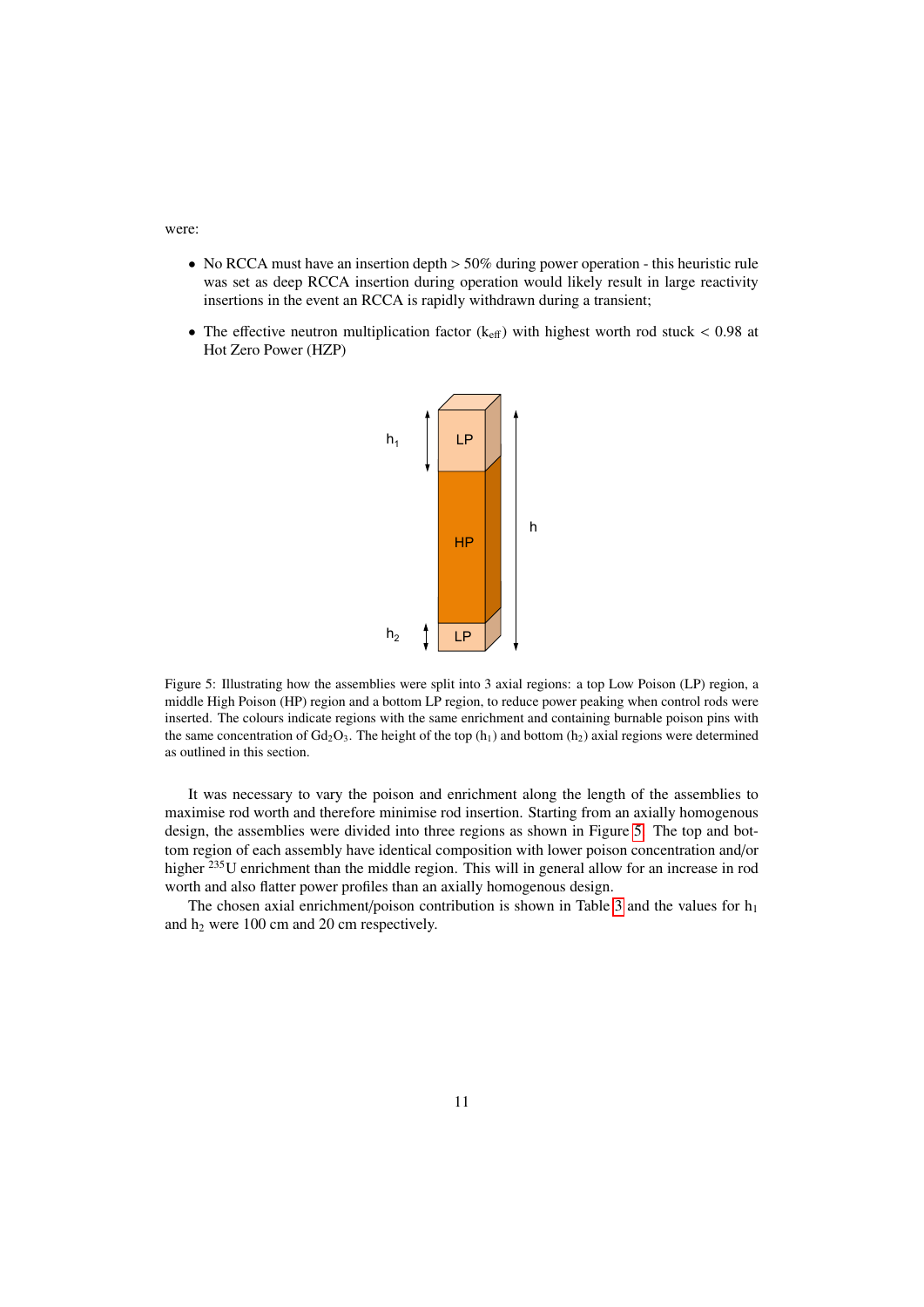were:

- No RCCA must have an insertion depth > 50% during power operation - this heuristic rule was set as deep RCCA insertion during operation would likely result in large reactivity insertions in the event an RCCA is rapidly withdrawn during a transient;
- The effective neutron multiplication factor ($k_{eff}$) with highest worth rod stuck < 0.98 at Hot Zero Power (HZP)

Figure 5: Illustrating how the assemblies were split into 3 axial regions: a top Low Poison (LP) region, a middle High Poison (HP) region and a bottom LP region, to reduce power peaking when control rods were inserted. The colours indicate regions with the same enrichment and containing burnable poison pins with the same concentration of $Gd_2O_3$. The height of the top ($h_1$) and bottom ($h_2$) axial regions were determined as outlined in this section.

It was necessary to vary the poison and enrichment along the length of the assemblies to maximise rod worth and therefore minimise rod insertion. Starting from an axially homogenous design, the assemblies were divided into three regions as shown in Figure 5. The top and bottom region of each assembly have identical composition with lower poison concentration and/or higher $^{235}U$ enrichment than the middle region. This will in general allow for an increase in rod worth and also flatter power profiles than an axially homogenous design.

The chosen axial enrichment/poison contribution is shown in Table 3 and the values for $h_1$ and $h_2$ were 100 cm and 20 cm respectively.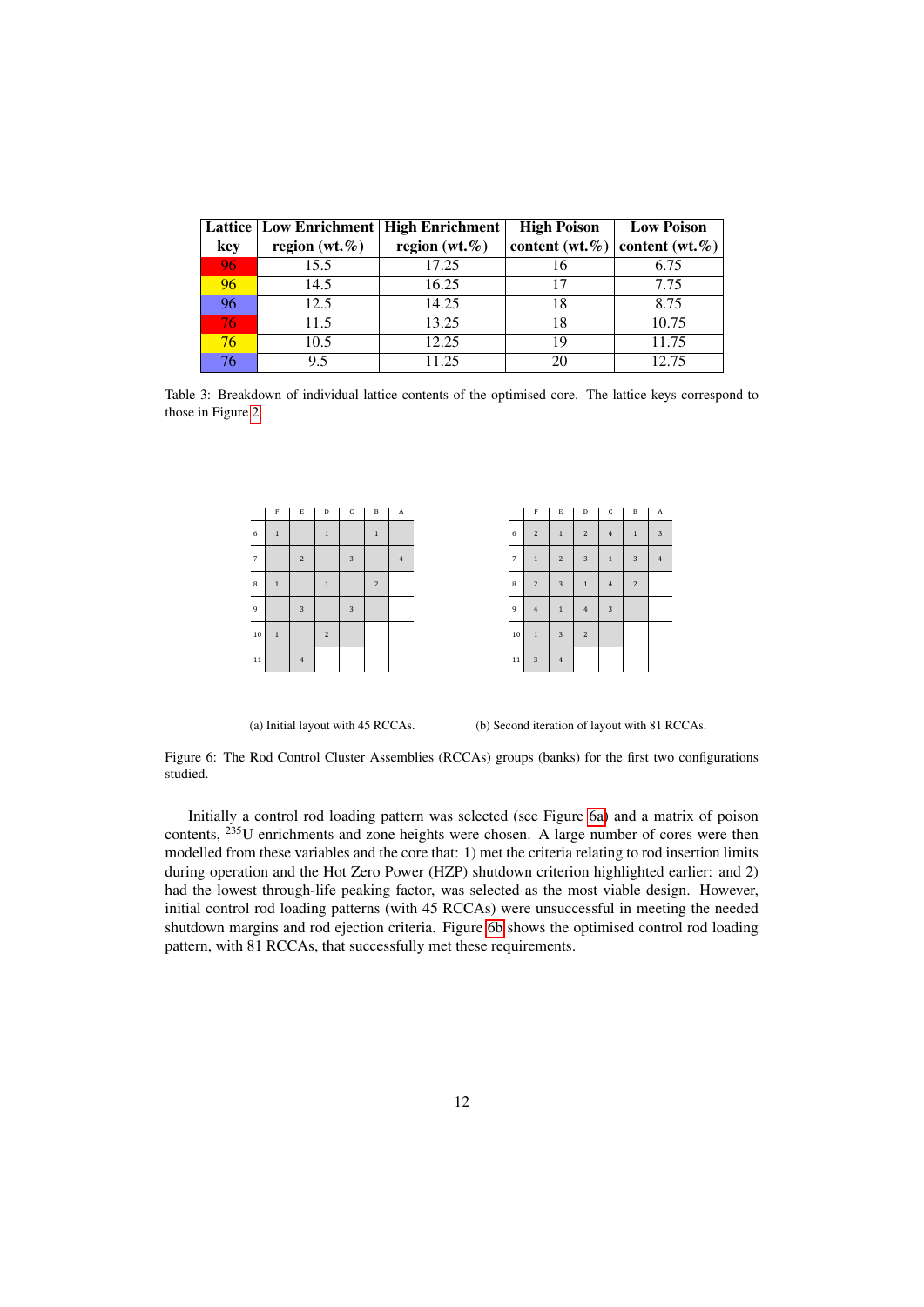| Lattice key | Low Enrichment region (wt.%) | High Enrichment region (wt.%) | High Poison content (wt.%) | Low Poison content (wt.%) |
|---|---|---|---|---|
| 96 | 15.5 | 17.25 | 16 | 6.75 |
| 96 | 14.5 | 16.25 | 17 | 7.75 |
| 96 | 12.5 | 14.25 | 18 | 8.75 |
| 76 | 11.5 | 13.25 | 18 | 10.75 |
| 76 | 10.5 | 12.25 | 19 | 11.75 |
| 76 | 9.5 | 11.25 | 20 | 12.75 |

Table 3: Breakdown of individual lattice contents of the optimised core. The lattice keys correspond to those in Figure 2

| | F | E | D | C | B | A |
|---|---|---|---|---|---|---|
| 6 | 1 | | 1 | | 1 | |
| 7 | | 2 | | 3 | | 4 |
| 8 | 1 | | 1 | | 2 | |
| 9 | | 3 | | 3 | | |
| 10 | 1 | | 2 | | | |
| 11 | | 4 | | | | |

(a) Initial layout with 45 RCCAs.

| | F | E | D | C | B | A |
|---|---|---|---|---|---|---|
| 6 | 2 | 1 | 2 | 4 | 1 | 3 |
| 7 | 1 | 2 | 3 | 1 | 3 | 4 |
| 8 | 2 | 3 | 1 | 4 | 2 | |
| 9 | 4 | 1 | 4 | 3 | | |
| 10 | 1 | 3 | 2 | | | |
| 11 | 3 | 4 | | | | |

(b) Second iteration of layout with 81 RCCAs.

Figure 6: The Rod Control Cluster Assemblies (RCCAs) groups (banks) for the first two configurations studied.

Initially a control rod loading pattern was selected (see Figure 6a) and a matrix of poison contents, $^{235}$U enrichments and zone heights were chosen. A large number of cores were then modelled from these variables and the core that: 1) met the criteria relating to rod insertion limits during operation and the Hot Zero Power (HZP) shutdown criterion highlighted earlier: and 2) had the lowest through-life peaking factor, was selected as the most viable design. However, initial control rod loading patterns (with 45 RCCAs) were unsuccessful in meeting the needed shutdown margins and rod ejection criteria. Figure 6b shows the optimised control rod loading pattern, with 81 RCCAs, that successfully met these requirements.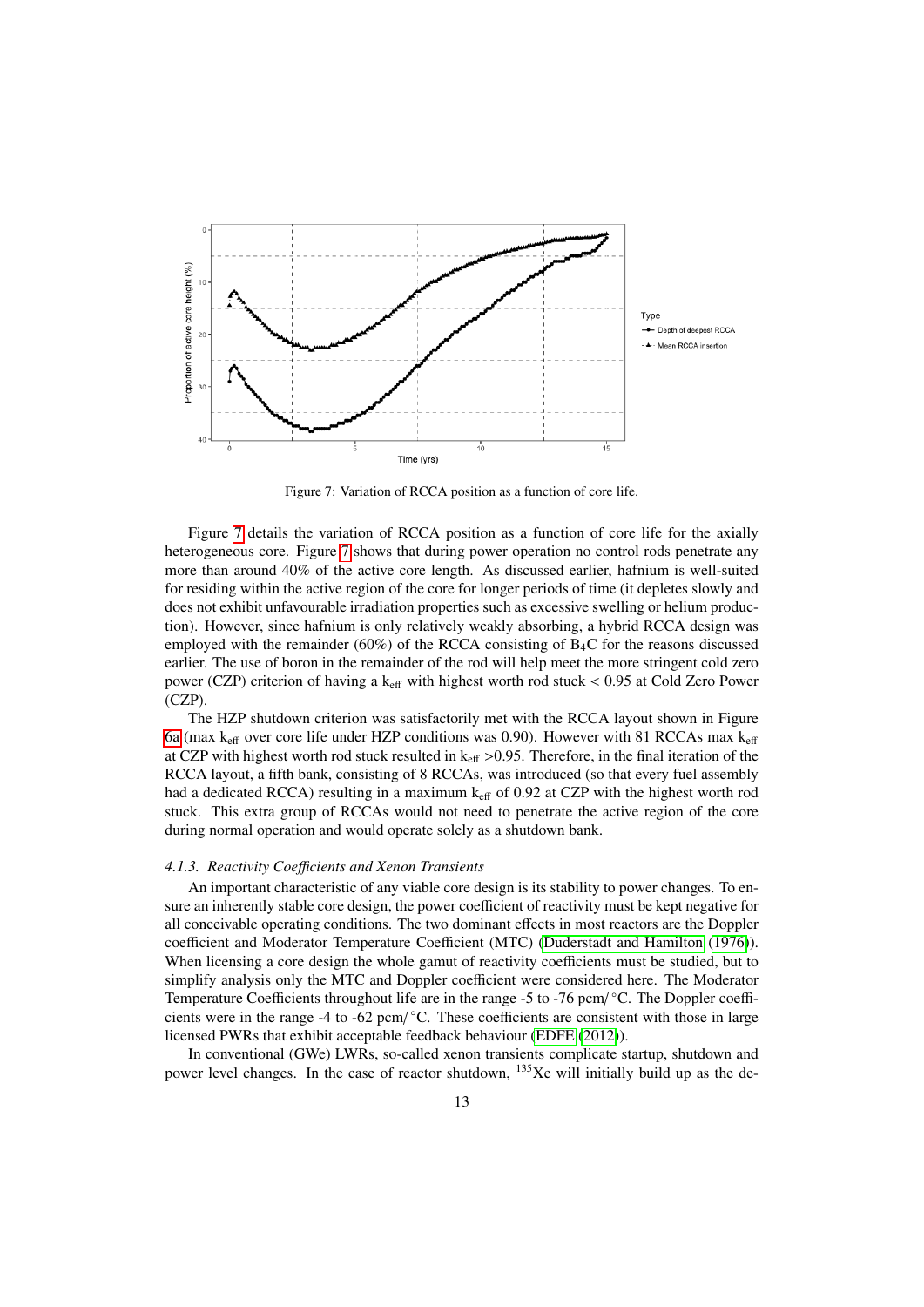Figure 7: Variation of RCCA position as a function of core life.

Figure 7 details the variation of RCCA position as a function of core life for the axially heterogeneous core. Figure 7 shows that during power operation no control rods penetrate any more than around 40% of the active core length. As discussed earlier, hafnium is well-suited for residing within the active region of the core for longer periods of time (it depletes slowly and does not exhibit unfavourable irradiation properties such as excessive swelling or helium production). However, since hafnium is only relatively weakly absorbing, a hybrid RCCA design was employed with the remainder (60%) of the RCCA consisting of $B_4C$ for the reasons discussed earlier. The use of boron in the remainder of the rod will help meet the more stringent cold zero power (CZP) criterion of having a $k_{eff}$ with highest worth rod stuck < 0.95 at Cold Zero Power (CZP).

The HZP shutdown criterion was satisfactorily met with the RCCA layout shown in Figure 6a (max $k_{eff}$ over core life under HZP conditions was 0.90). However with 81 RCCAs max $k_{eff}$ at CZP with highest worth rod stuck resulted in $k_{eff}$ >0.95. Therefore, in the final iteration of the RCCA layout, a fifth bank, consisting of 8 RCCAs, was introduced (so that every fuel assembly had a dedicated RCCA) resulting in a maximum $k_{eff}$ of 0.92 at CZP with the highest worth rod stuck. This extra group of RCCAs would not need to penetrate the active region of the core during normal operation and would operate solely as a shutdown bank.

#### *4.1.3. Reactivity Coefficients and Xenon Transients*

An important characteristic of any viable core design is its stability to power changes. To ensure an inherently stable core design, the power coefficient of reactivity must be kept negative for all conceivable operating conditions. The two dominant effects in most reactors are the Doppler coefficient and Moderator Temperature Coefficient (MTC) (Duderstadt and Hamilton (1976)). When licensing a core design the whole gamut of reactivity coefficients must be studied, but to simplify analysis only the MTC and Doppler coefficient were considered here. The Moderator Temperature Coefficients throughout life are in the range -5 to -76 pcm/°C. The Doppler coefficients were in the range -4 to -62 pcm/°C. These coefficients are consistent with those in large licensed PWRs that exhibit acceptable feedback behaviour (EDFE (2012)).

In conventional (GWe) LWRs, so-called xenon transients complicate startup, shutdown and power level changes. In the case of reactor shutdown, $^{135}$Xe will initially build up as the de-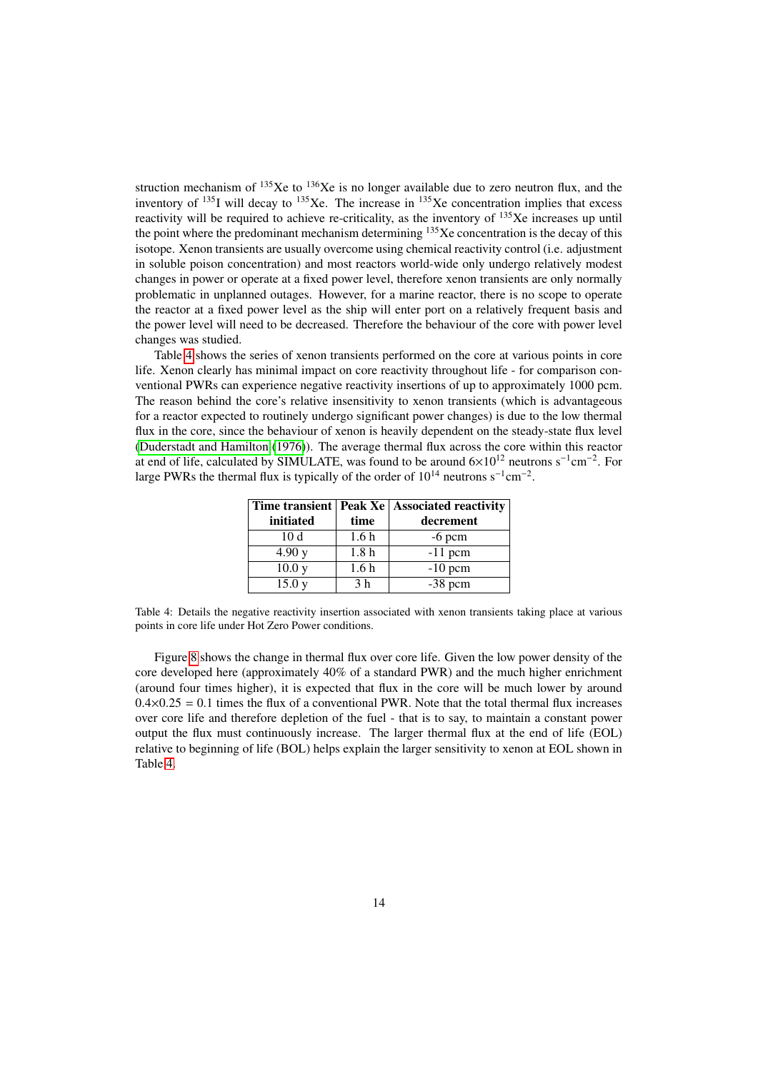struction mechanism of $^{135}Xe$ to $^{136}Xe$ is no longer available due to zero neutron flux, and the inventory of $^{135}I$ will decay to $^{135}Xe$. The increase in $^{135}Xe$ concentration implies that excess reactivity will be required to achieve re-criticality, as the inventory of $^{135}Xe$ increases up until the point where the predominant mechanism determining $^{135}Xe$ concentration is the decay of this isotope. Xenon transients are usually overcome using chemical reactivity control (i.e. adjustment in soluble poison concentration) and most reactors world-wide only undergo relatively modest changes in power or operate at a fixed power level, therefore xenon transients are only normally problematic in unplanned outages. However, for a marine reactor, there is no scope to operate the reactor at a fixed power level as the ship will enter port on a relatively frequent basis and the power level will need to be decreased. Therefore the behaviour of the core with power level changes was studied.

Table 4 shows the series of xenon transients performed on the core at various points in core life. Xenon clearly has minimal impact on core reactivity throughout life - for comparison conventional PWRs can experience negative reactivity insertions of up to approximately 1000 pcm. The reason behind the core's relative insensitivity to xenon transients (which is advantageous for a reactor expected to routinely undergo significant power changes) is due to the low thermal flux in the core, since the behaviour of xenon is heavily dependent on the steady-state flux level (Duderstadt and Hamilton (1976)). The average thermal flux across the core within this reactor at end of life, calculated by SIMULATE, was found to be around $6\times10^{12}$ neutrons $s^{-1}cm^{-2}$. For large PWRs the thermal flux is typically of the order of $10^{14}$ neutrons $s^{-1}cm^{-2}$.

| Time transient initiated | Peak Xe time | Associated reactivity decrement |
|---|---|---|
| 10 d | 1.6 h | -6 pcm |
| 4.90 y | 1.8 h | -11 pcm |
| 10.0 y | 1.6 h | -10 pcm |
| 15.0 y | 3 h | -38 pcm |

Table 4: Details the negative reactivity insertion associated with xenon transients taking place at various points in core life under Hot Zero Power conditions.

Figure 8 shows the change in thermal flux over core life. Given the low power density of the core developed here (approximately 40% of a standard PWR) and the much higher enrichment (around four times higher), it is expected that flux in the core will be much lower by around $0.4\times0.25 = 0.1$ times the flux of a conventional PWR. Note that the total thermal flux increases over core life and therefore depletion of the fuel - that is to say, to maintain a constant power output the flux must continuously increase. The larger thermal flux at the end of life (EOL) relative to beginning of life (BOL) helps explain the larger sensitivity to xenon at EOL shown in Table 4.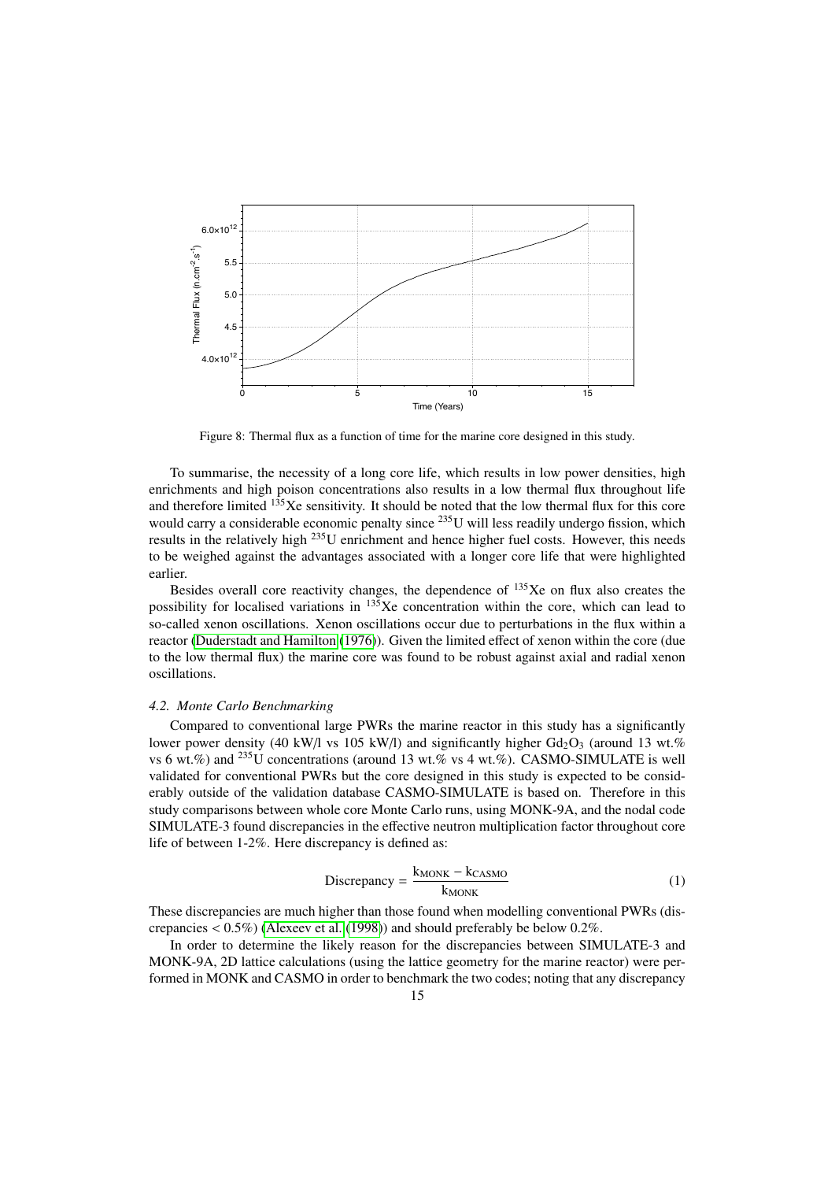Figure 8: Thermal flux as a function of time for the marine core designed in this study.

To summarise, the necessity of a long core life, which results in low power densities, high enrichments and high poison concentrations also results in a low thermal flux throughout life and therefore limited $^{135}$Xe sensitivity. It should be noted that the low thermal flux for this core would carry a considerable economic penalty since $^{235}$U will less readily undergo fission, which results in the relatively high $^{235}$U enrichment and hence higher fuel costs. However, this needs to be weighed against the advantages associated with a longer core life that were highlighted earlier.

Besides overall core reactivity changes, the dependence of $^{135}$Xe on flux also creates the possibility for localised variations in $^{135}$Xe concentration within the core, which can lead to so-called xenon oscillations. Xenon oscillations occur due to perturbations in the flux within a reactor (Duderstadt and Hamilton (1976)). Given the limited effect of xenon within the core (due to the low thermal flux) the marine core was found to be robust against axial and radial xenon oscillations.

### *4.2. Monte Carlo Benchmarking*

Compared to conventional large PWRs the marine reactor in this study has a significantly lower power density (40 kW/l vs 105 kW/l) and significantly higher $Gd_2O_3$ (around 13 wt.% vs 6 wt.%) and $^{235}$U concentrations (around 13 wt.% vs 4 wt.%). CASMO-SIMULATE is well validated for conventional PWRs but the core designed in this study is expected to be considerably outside of the validation database CASMO-SIMULATE is based on. Therefore in this study comparisons between whole core Monte Carlo runs, using MONK-9A, and the nodal code SIMULATE-3 found discrepancies in the effective neutron multiplication factor throughout core life of between 1-2%. Here discrepancy is defined as:

$$\text{Discrepancy} = \frac{\text{k}_{\text{MONK}} - \text{k}_{\text{CASMO}}}{\text{k}_{\text{MONK}}} \tag{1}$$

These discrepancies are much higher than those found when modelling conventional PWRs (discrepancies < 0.5%) (Alexeev et al. (1998)) and should preferably be below 0.2%.

In order to determine the likely reason for the discrepancies between SIMULATE-3 and MONK-9A, 2D lattice calculations (using the lattice geometry for the marine reactor) were performed in MONK and CASMO in order to benchmark the two codes; noting that any discrepancy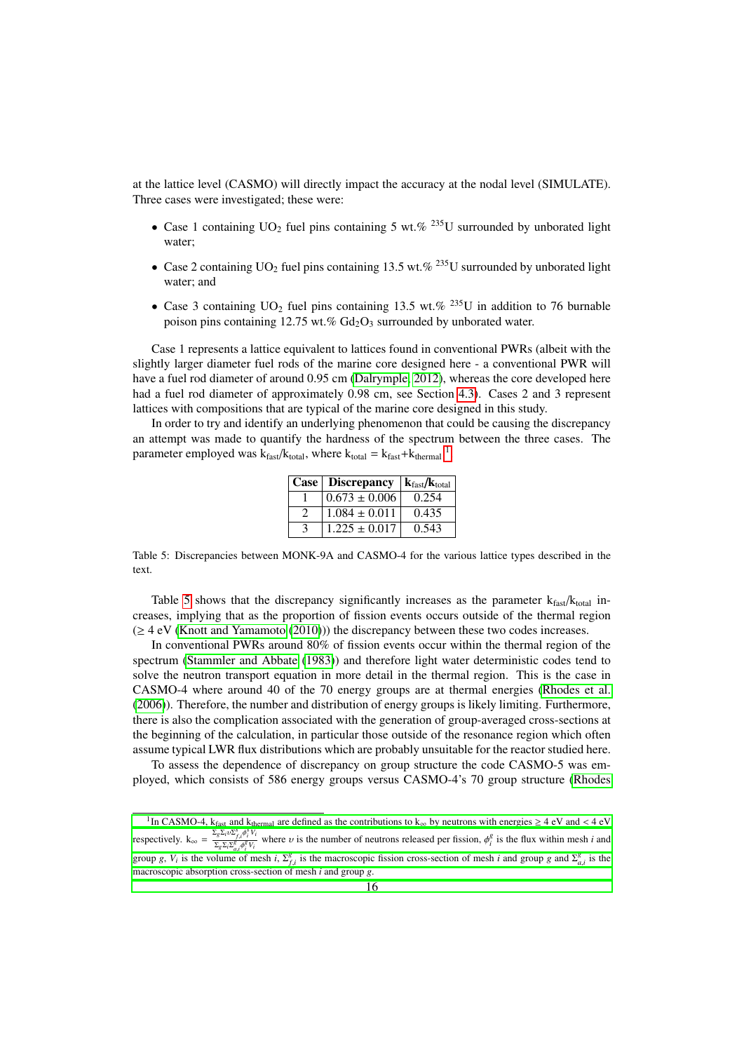at the lattice level (CASMO) will directly impact the accuracy at the nodal level (SIMULATE). Three cases were investigated; these were:

- Case 1 containing $UO_2$ fuel pins containing 5 wt.% $^{235}U$ surrounded by unborated light water;
- Case 2 containing $UO_2$ fuel pins containing 13.5 wt.% $^{235}U$ surrounded by unborated light water; and
- Case 3 containing $UO_2$ fuel pins containing 13.5 wt.% $^{235}U$ in addition to 76 burnable poison pins containing 12.75 wt.% $Gd_2O_3$ surrounded by unborated water.

Case 1 represents a lattice equivalent to lattices found in conventional PWRs (albeit with the slightly larger diameter fuel rods of the marine core designed here - a conventional PWR will have a fuel rod diameter of around 0.95 cm (Dalrymple, 2012), whereas the core developed here had a fuel rod diameter of approximately 0.98 cm, see Section 4.3). Cases 2 and 3 represent lattices with compositions that are typical of the marine core designed in this study.

In order to try and identify an underlying phenomenon that could be causing the discrepancy an attempt was made to quantify the hardness of the spectrum between the three cases. The parameter employed was $k_{fast}/k_{total}$, where $k_{total} = k_{fast}+k_{thermal}$ [1].

| Case | Discrepancy | $k_{fast}/k_{total}$ |
|---|---|---|
| 1 | 0.673 ± 0.006 | 0.254 |
| 2 | 1.084 ± 0.011 | 0.435 |
| 3 | 1.225 ± 0.017 | 0.543 |

Table 5: Discrepancies between MONK-9A and CASMO-4 for the various lattice types described in the text.

Table 5 shows that the discrepancy significantly increases as the parameter $k_{fast}/k_{total}$ increases, implying that as the proportion of fission events occurs outside of the thermal region (≥ 4 eV (Knott and Yamamoto (2010))) the discrepancy between these two codes increases.

In conventional PWRs around 80% of fission events occur within the thermal region of the spectrum (Stammler and Abbate (1983)) and therefore light water deterministic codes tend to solve the neutron transport equation in more detail in the thermal region. This is the case in CASMO-4 where around 40 of the 70 energy groups are at thermal energies (Rhodes et al. (2006)). Therefore, the number and distribution of energy groups is likely limiting. Furthermore, there is also the complication associated with the generation of group-averaged cross-sections at the beginning of the calculation, in particular those outside of the resonance region which often assume typical LWR flux distributions which are probably unsuitable for the reactor studied here.

To assess the dependence of discrepancy on group structure the code CASMO-5 was employed, which consists of 586 energy groups versus CASMO-4's 70 group structure (Rhodes

[1] In CASMO-4, $k_{fast}$ and $k_{thermal}$ are defined as the contributions to $k_{\infty}$ by neutrons with energies ≥ 4 eV and < 4 eV respectively. $k_{\infty} = \frac{\sum_g \sum_i \upsilon \Sigma^g_{f,i} \phi^g_i V_i}{\sum_g \sum_i \Sigma^g_{a,i} \phi^g_i V_i}$ where $\upsilon$ is the number of neutrons released per fission, $\phi^g_i$ is the flux within mesh $i$ and group $g$, $V_i$ is the volume of mesh $i$, $\Sigma^g_{f,i}$ is the macroscopic fission cross-section of mesh $i$ and group $g$ and $\Sigma^g_{a,i}$ is the macroscopic absorption cross-section of mesh $i$ and group $g$.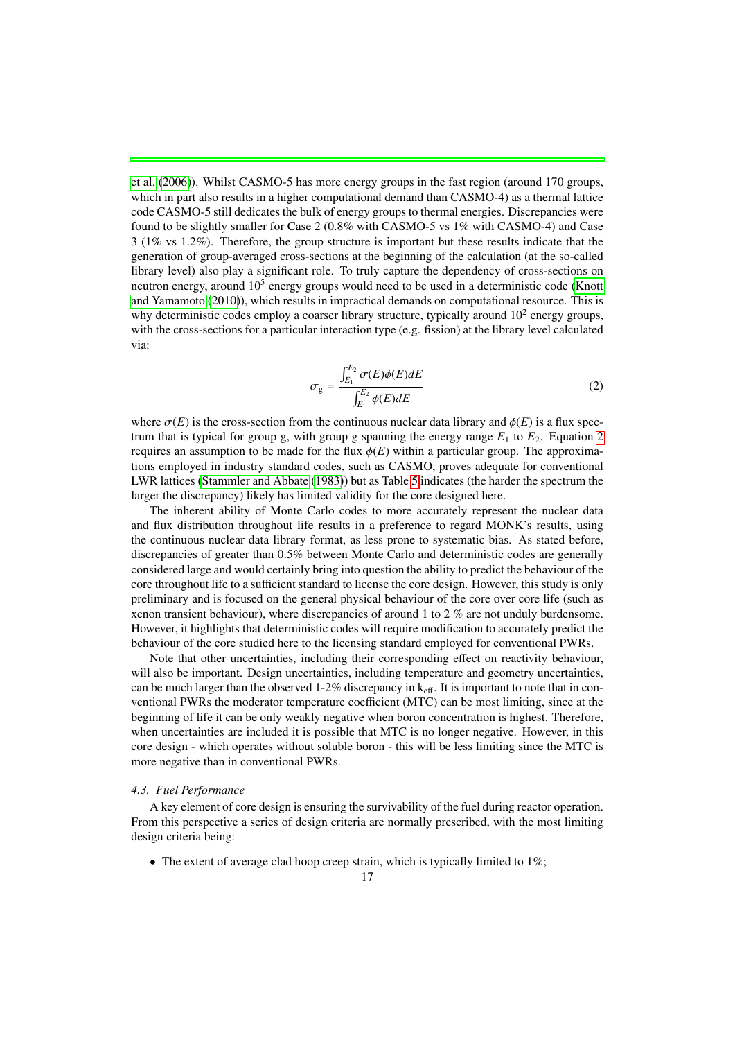et al. (2006)). Whilst CASMO-5 has more energy groups in the fast region (around 170 groups, which in part also results in a higher computational demand than CASMO-4) as a thermal lattice code CASMO-5 still dedicates the bulk of energy groups to thermal energies. Discrepancies were found to be slightly smaller for Case 2 (0.8% with CASMO-5 vs 1% with CASMO-4) and Case 3 (1% vs 1.2%). Therefore, the group structure is important but these results indicate that the generation of group-averaged cross-sections at the beginning of the calculation (at the so-called library level) also play a significant role. To truly capture the dependency of cross-sections on neutron energy, around $10^5$ energy groups would need to be used in a deterministic code (Knott and Yamamoto (2010)), which results in impractical demands on computational resource. This is why deterministic codes employ a coarser library structure, typically around $10^2$ energy groups, with the cross-sections for a particular interaction type (e.g. fission) at the library level calculated via:

$$\sigma_g = \frac{\int_{E_1}^{E_2} \sigma(E)\phi(E)dE}{\int_{E_1}^{E_2} \phi(E)dE} \tag{2}$$

where $\sigma(E)$ is the cross-section from the continuous nuclear data library and $\phi(E)$ is a flux spectrum that is typical for group g, with group g spanning the energy range $E_1$ to $E_2$. Equation 2 requires an assumption to be made for the flux $\phi(E)$ within a particular group. The approximations employed in industry standard codes, such as CASMO, proves adequate for conventional LWR lattices (Stammler and Abbate (1983)) but as Table 5 indicates (the harder the spectrum the larger the discrepancy) likely has limited validity for the core designed here.

The inherent ability of Monte Carlo codes to more accurately represent the nuclear data and flux distribution throughout life results in a preference to regard MONK's results, using the continuous nuclear data library format, as less prone to systematic bias. As stated before, discrepancies of greater than 0.5% between Monte Carlo and deterministic codes are generally considered large and would certainly bring into question the ability to predict the behaviour of the core throughout life to a sufficient standard to license the core design. However, this study is only preliminary and is focused on the general physical behaviour of the core over core life (such as xenon transient behaviour), where discrepancies of around 1 to 2 % are not unduly burdensome. However, it highlights that deterministic codes will require modification to accurately predict the behaviour of the core studied here to the licensing standard employed for conventional PWRs.

Note that other uncertainties, including their corresponding effect on reactivity behaviour, will also be important. Design uncertainties, including temperature and geometry uncertainties, can be much larger than the observed 1-2% discrepancy in $k_{eff}$. It is important to note that in conventional PWRs the moderator temperature coefficient (MTC) can be most limiting, since at the beginning of life it can be only weakly negative when boron concentration is highest. Therefore, when uncertainties are included it is possible that MTC is no longer negative. However, in this core design - which operates without soluble boron - this will be less limiting since the MTC is more negative than in conventional PWRs.

### *4.3. Fuel Performance*

A key element of core design is ensuring the survivability of the fuel during reactor operation. From this perspective a series of design criteria are normally prescribed, with the most limiting design criteria being:

- The extent of average clad hoop creep strain, which is typically limited to 1%;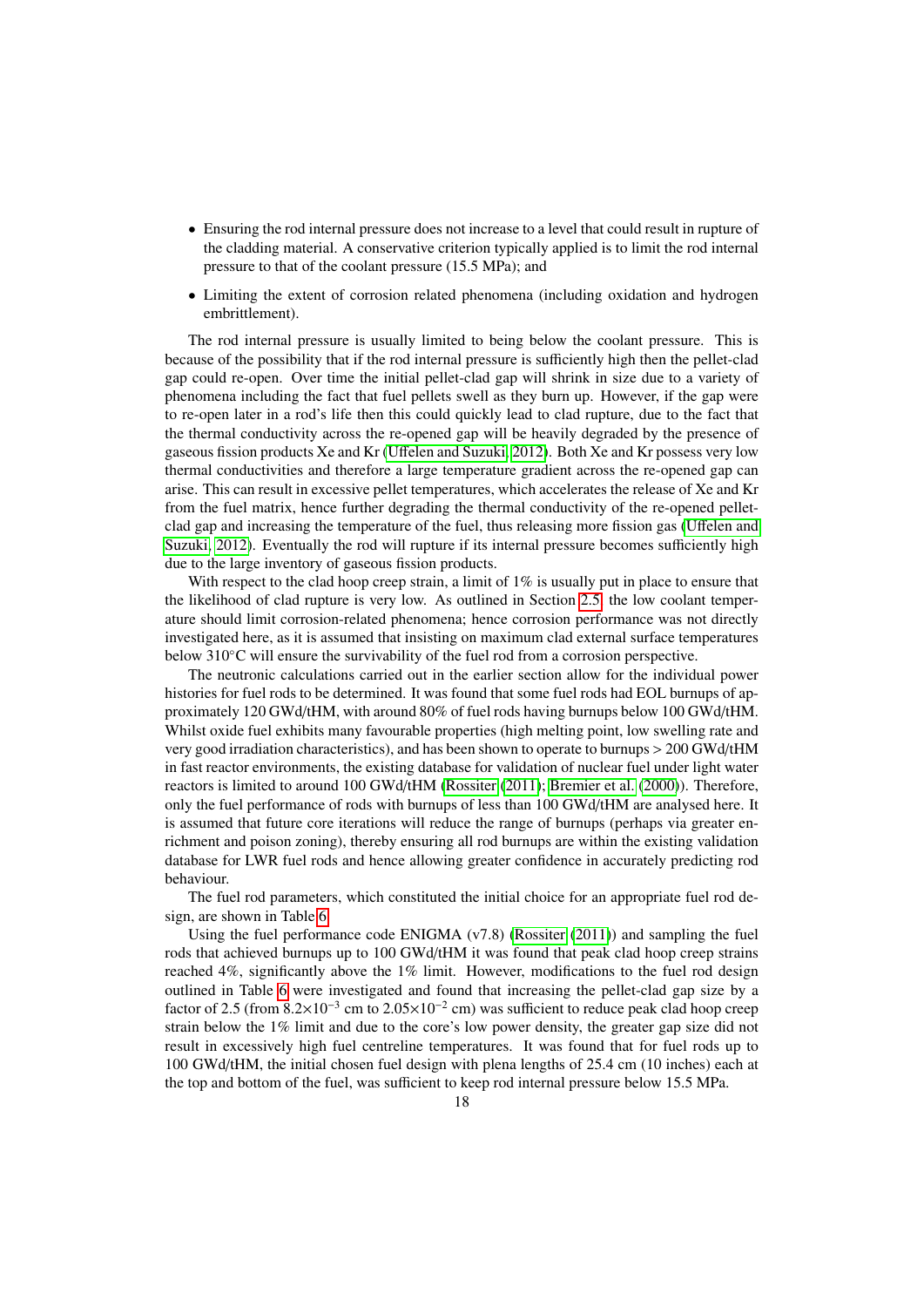- Ensuring the rod internal pressure does not increase to a level that could result in rupture of the cladding material. A conservative criterion typically applied is to limit the rod internal pressure to that of the coolant pressure (15.5 MPa); and
- Limiting the extent of corrosion related phenomena (including oxidation and hydrogen embrittlement).

The rod internal pressure is usually limited to being below the coolant pressure. This is because of the possibility that if the rod internal pressure is sufficiently high then the pellet-clad gap could re-open. Over time the initial pellet-clad gap will shrink in size due to a variety of phenomena including the fact that fuel pellets swell as they burn up. However, if the gap were to re-open later in a rod's life then this could quickly lead to clad rupture, due to the fact that the thermal conductivity across the re-opened gap will be heavily degraded by the presence of gaseous fission products Xe and Kr (Uffelen and Suzuki, 2012). Both Xe and Kr possess very low thermal conductivities and therefore a large temperature gradient across the re-opened gap can arise. This can result in excessive pellet temperatures, which accelerates the release of Xe and Kr from the fuel matrix, hence further degrading the thermal conductivity of the re-opened pellet-clad gap and increasing the temperature of the fuel, thus releasing more fission gas (Uffelen and Suzuki, 2012). Eventually the rod will rupture if its internal pressure becomes sufficiently high due to the large inventory of gaseous fission products.

With respect to the clad hoop creep strain, a limit of 1% is usually put in place to ensure that the likelihood of clad rupture is very low. As outlined in Section 2.5, the low coolant temperature should limit corrosion-related phenomena; hence corrosion performance was not directly investigated here, as it is assumed that insisting on maximum clad external surface temperatures below 310°C will ensure the survivability of the fuel rod from a corrosion perspective.

The neutronic calculations carried out in the earlier section allow for the individual power histories for fuel rods to be determined. It was found that some fuel rods had EOL burnups of approximately 120 GWd/tHM, with around 80% of fuel rods having burnups below 100 GWd/tHM. Whilst oxide fuel exhibits many favourable properties (high melting point, low swelling rate and very good irradiation characteristics), and has been shown to operate to burnups > 200 GWd/tHM in fast reactor environments, the existing database for validation of nuclear fuel under light water reactors is limited to around 100 GWd/tHM (Rossiter (2011); Bremier et al. (2000)). Therefore, only the fuel performance of rods with burnups of less than 100 GWd/tHM are analysed here. It is assumed that future core iterations will reduce the range of burnups (perhaps via greater enrichment and poison zoning), thereby ensuring all rod burnups are within the existing validation database for LWR fuel rods and hence allowing greater confidence in accurately predicting rod behaviour.

The fuel rod parameters, which constituted the initial choice for an appropriate fuel rod design, are shown in Table 6.

Using the fuel performance code ENIGMA (v7.8) (Rossiter (2011)) and sampling the fuel rods that achieved burnups up to 100 GWd/tHM it was found that peak clad hoop creep strains reached 4%, significantly above the 1% limit. However, modifications to the fuel rod design outlined in Table 6 were investigated and found that increasing the pellet-clad gap size by a factor of 2.5 (from $8.2\times10^{-3}$ cm to $2.05\times10^{-2}$ cm) was sufficient to reduce peak clad hoop creep strain below the 1% limit and due to the core's low power density, the greater gap size did not result in excessively high fuel centreline temperatures. It was found that for fuel rods up to 100 GWd/tHM, the initial chosen fuel design with plena lengths of 25.4 cm (10 inches) each at the top and bottom of the fuel, was sufficient to keep rod internal pressure below 15.5 MPa.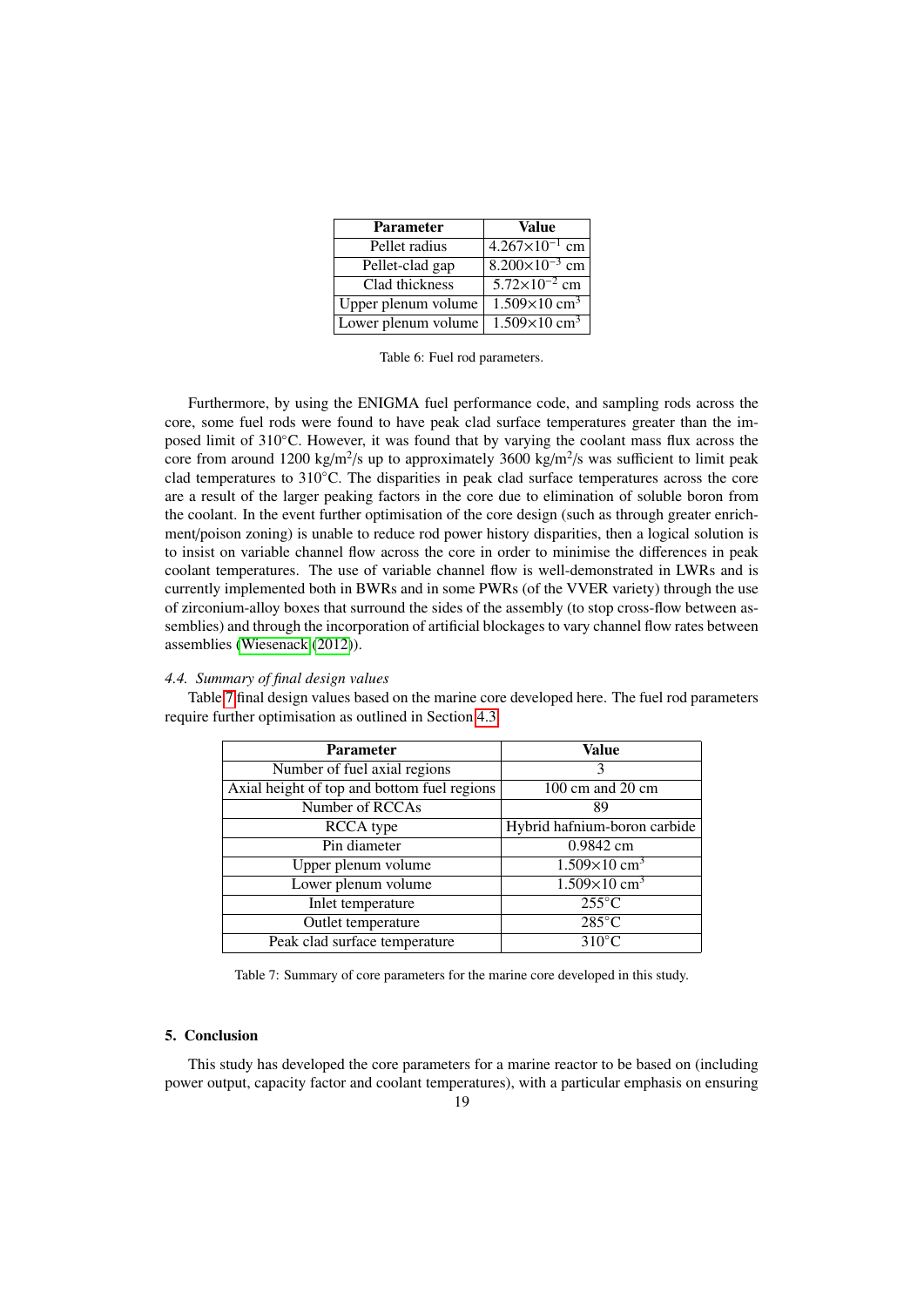| Parameter | Value |
| --- | --- |
| Pellet radius | $4.267\times10^{-1}$ cm |
| Pellet-clad gap | $8.200\times10^{-3}$ cm |
| Clad thickness | $5.72\times10^{-2}$ cm |
| Upper plenum volume | $1.509\times10$ cm$^3$ |
| Lower plenum volume | $1.509\times10$ cm$^3$ |

Table 6: Fuel rod parameters.

Furthermore, by using the ENIGMA fuel performance code, and sampling rods across the core, some fuel rods were found to have peak clad surface temperatures greater than the imposed limit of 310°C. However, it was found that by varying the coolant mass flux across the core from around 1200 kg/m$^2$/s up to approximately 3600 kg/m$^2$/s was sufficient to limit peak clad temperatures to 310°C. The disparities in peak clad surface temperatures across the core are a result of the larger peaking factors in the core due to elimination of soluble boron from the coolant. In the event further optimisation of the core design (such as through greater enrichment/poison zoning) is unable to reduce rod power history disparities, then a logical solution is to insist on variable channel flow across the core in order to minimise the differences in peak coolant temperatures. The use of variable channel flow is well-demonstrated in LWRs and is currently implemented both in BWRs and in some PWRs (of the VVER variety) through the use of zirconium-alloy boxes that surround the sides of the assembly (to stop cross-flow between assemblies) and through the incorporation of artificial blockages to vary channel flow rates between assemblies (Wiesenack (2012)).

### 4.4. Summary of final design values

Table 7 final design values based on the marine core developed here. The fuel rod parameters require further optimisation as outlined in Section 4.3.

| Parameter | Value |
| --- | --- |
| Number of fuel axial regions | 3 |
| Axial height of top and bottom fuel regions | 100 cm and 20 cm |
| Number of RCCAs | 89 |
| RCCA type | Hybrid hafnium-boron carbide |
| Pin diameter | 0.9842 cm |
| Upper plenum volume | $1.509\times10$ cm$^3$ |
| Lower plenum volume | $1.509\times10$ cm$^3$ |
| Inlet temperature | 255°C |
| Outlet temperature | 285°C |
| Peak clad surface temperature | 310°C |

Table 7: Summary of core parameters for the marine core developed in this study.

## 5. Conclusion

This study has developed the core parameters for a marine reactor to be based on (including power output, capacity factor and coolant temperatures), with a particular emphasis on ensuring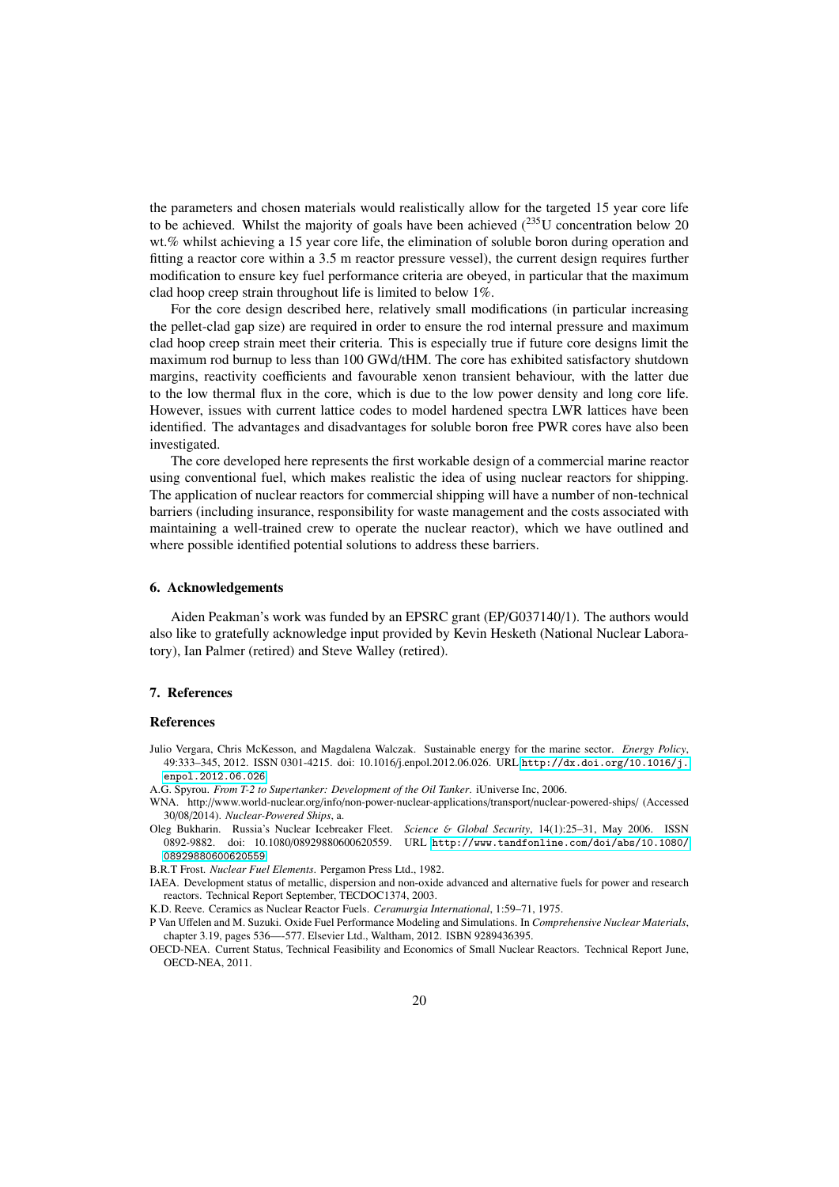the parameters and chosen materials would realistically allow for the targeted 15 year core life to be achieved. Whilst the majority of goals have been achieved ($^{235}$U concentration below 20 wt.% whilst achieving a 15 year core life, the elimination of soluble boron during operation and fitting a reactor core within a 3.5 m reactor pressure vessel), the current design requires further modification to ensure key fuel performance criteria are obeyed, in particular that the maximum clad hoop creep strain throughout life is limited to below 1%.

For the core design described here, relatively small modifications (in particular increasing the pellet-clad gap size) are required in order to ensure the rod internal pressure and maximum clad hoop creep strain meet their criteria. This is especially true if future core designs limit the maximum rod burnup to less than 100 GWd/tHM. The core has exhibited satisfactory shutdown margins, reactivity coefficients and favourable xenon transient behaviour, with the latter due to the low thermal flux in the core, which is due to the low power density and long core life. However, issues with current lattice codes to model hardened spectra LWR lattices have been identified. The advantages and disadvantages for soluble boron free PWR cores have also been investigated.

The core developed here represents the first workable design of a commercial marine reactor using conventional fuel, which makes realistic the idea of using nuclear reactors for shipping. The application of nuclear reactors for commercial shipping will have a number of non-technical barriers (including insurance, responsibility for waste management and the costs associated with maintaining a well-trained crew to operate the nuclear reactor), which we have outlined and where possible identified potential solutions to address these barriers.

## 6. Acknowledgements

Aiden Peakman's work was funded by an EPSRC grant (EP/G037140/1). The authors would also like to gratefully acknowledge input provided by Kevin Hesketh (National Nuclear Laboratory), Ian Palmer (retired) and Steve Walley (retired).

## 7. References

### References

Julio Vergara, Chris McKesson, and Magdalena Walczak. Sustainable energy for the marine sector. *Energy Policy*, 49:333–345, 2012. ISSN 0301-4215. doi: 10.1016/j.enpol.2012.06.026. URL http://dx.doi.org/10.1016/j.enpol.2012.06.026.

A.G. Spyrou. *From T-2 to Supertanker: Development of the Oil Tanker*. iUniverse Inc, 2006.

WNA. http://www.world-nuclear.org/info/non-power-nuclear-applications/transport/nuclear-powered-ships/ (Accessed 30/08/2014). *Nuclear-Powered Ships*, a.

Oleg Bukharin. Russia's Nuclear Icebreaker Fleet. *Science & Global Security*, 14(1):25–31, May 2006. ISSN 0892-9882. doi: 10.1080/08929880600620559. URL http://www.tandfonline.com/doi/abs/10.1080/08929880600620559.

B.R.T Frost. *Nuclear Fuel Elements*. Pergamon Press Ltd., 1982.

IAEA. Development status of metallic, dispersion and non-oxide advanced and alternative fuels for power and research reactors. Technical Report September, TECDOC1374, 2003.

K.D. Reeve. Ceramics as Nuclear Reactor Fuels. *Ceramurgia International*, 1:59–71, 1975.

P Van Uffelen and M. Suzuki. Oxide Fuel Performance Modeling and Simulations. In *Comprehensive Nuclear Materials*, chapter 3.19, pages 536—-577. Elsevier Ltd., Waltham, 2012. ISBN 9289436395.

OECD-NEA. Current Status, Technical Feasibility and Economics of Small Nuclear Reactors. Technical Report June, OECD-NEA, 2011.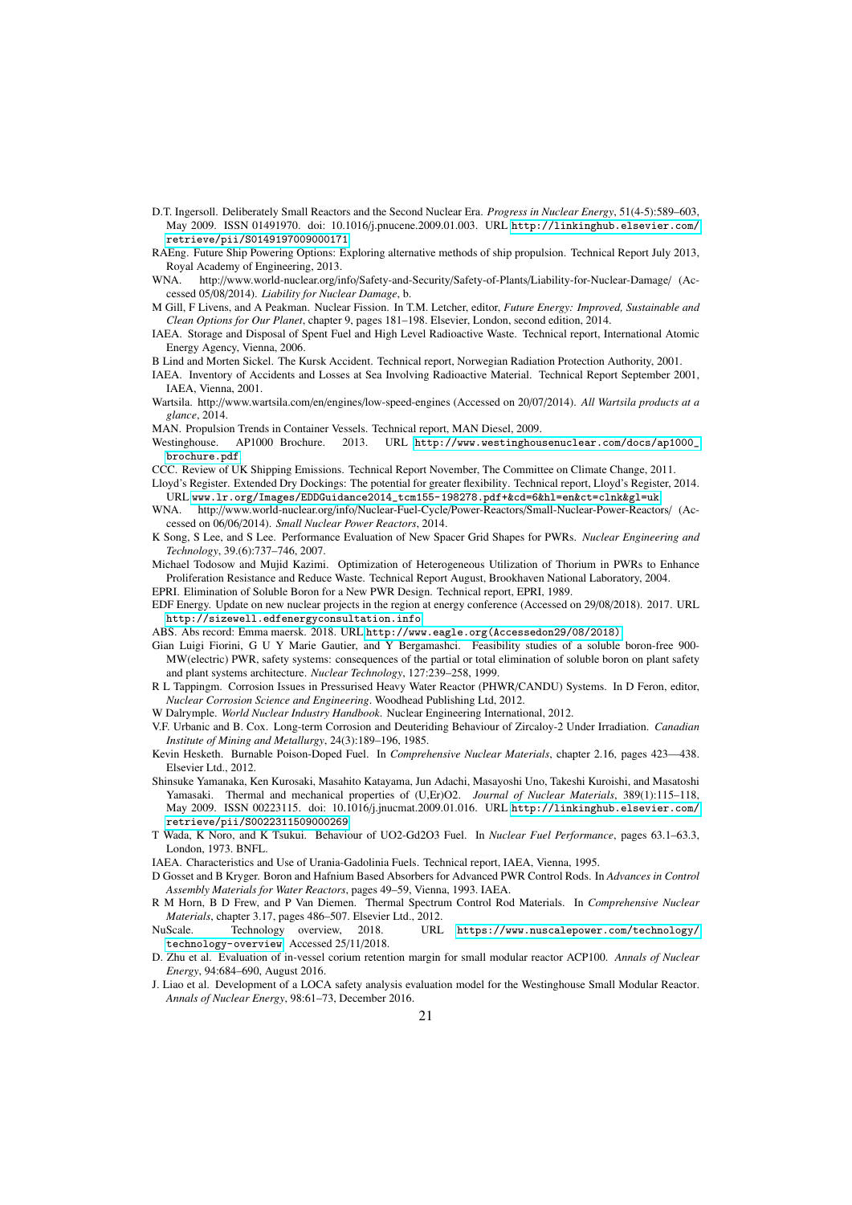D.T. Ingersoll. Deliberately Small Reactors and the Second Nuclear Era. *Progress in Nuclear Energy*, 51(4-5):589–603, May 2009. ISSN 01491970. doi: 10.1016/j.pnucene.2009.01.003. URL http://linkinghub.elsevier.com/retrieve/pii/S0149197009000171.

RAEng. Future Ship Powering Options: Exploring alternative methods of ship propulsion. Technical Report July 2013, Royal Academy of Engineering, 2013.

WNA. http://www.world-nuclear.org/info/Safety-and-Security/Safety-of-Plants/Liability-for-Nuclear-Damage/ (Accessed 05/08/2014). *Liability for Nuclear Damage*, b.

M Gill, F Livens, and A Peakman. Nuclear Fission. In T.M. Letcher, editor, *Future Energy: Improved, Sustainable and Clean Options for Our Planet*, chapter 9, pages 181–198. Elsevier, London, second edition, 2014.

IAEA. Storage and Disposal of Spent Fuel and High Level Radioactive Waste. Technical report, International Atomic Energy Agency, Vienna, 2006.

B Lind and Morten Sickel. The Kursk Accident. Technical report, Norwegian Radiation Protection Authority, 2001.

IAEA. Inventory of Accidents and Losses at Sea Involving Radioactive Material. Technical Report September 2001, IAEA, Vienna, 2001.

Wartsila. http://www.wartsila.com/en/engines/low-speed-engines (Accessed on 20/07/2014). *All Wartsila products at a glance*, 2014.

MAN. Propulsion Trends in Container Vessels. Technical report, MAN Diesel, 2009.

Westinghouse. AP1000 Brochure. 2013. URL http://www.westinghousenuclear.com/docs/ap1000_brochure.pdf.

CCC. Review of UK Shipping Emissions. Technical Report November, The Committee on Climate Change, 2011.

Lloyd's Register. Extended Dry Dockings: The potential for greater flexibility. Technical report, Lloyd's Register, 2014. URL www.lr.org/Images/EDDGuidance2014_tcm155-198278.pdf+&cd=6&hl=en&ct=clnk&gl=uk.

WNA. http://www.world-nuclear.org/info/Nuclear-Fuel-Cycle/Power-Reactors/Small-Nuclear-Power-Reactors/ (Accessed on 06/06/2014). *Small Nuclear Power Reactors*, 2014.

K Song, S Lee, and S Lee. Performance Evaluation of New Spacer Grid Shapes for PWRs. *Nuclear Engineering and Technology*, 39.(6):737–746, 2007.

Michael Todosow and Mujid Kazimi. Optimization of Heterogeneous Utilization of Thorium in PWRs to Enhance Proliferation Resistance and Reduce Waste. Technical Report August, Brookhaven National Laboratory, 2004.

EPRI. Elimination of Soluble Boron for a New PWR Design. Technical report, EPRI, 1989.

EDF Energy. Update on new nuclear projects in the region at energy conference (Accessed on 29/08/2018). 2017. URL http://sizewell.edfenergyconsultation.info.

ABS. Abs record: Emma maersk. 2018. URL http://www.eagle.org(Accessedon29/08/2018).

Gian Luigi Fiorini, G U Y Marie Gautier, and Y Bergamashci. Feasibility studies of a soluble boron-free 900-MW(electric) PWR, safety systems: consequences of the partial or total elimination of soluble boron on plant safety and plant systems architecture. *Nuclear Technology*, 127:239–258, 1999.

R L Tappingm. Corrosion Issues in Pressurised Heavy Water Reactor (PHWR/CANDU) Systems. In D Feron, editor, *Nuclear Corrosion Science and Engineering*. Woodhead Publishing Ltd, 2012.

W Dalrymple. *World Nuclear Industry Handbook*. Nuclear Engineering International, 2012.

V.F. Urbanic and B. Cox. Long-term Corrosion and Deuteriding Behaviour of Zircaloy-2 Under Irradiation. *Canadian Institute of Mining and Metallurgy*, 24(3):189–196, 1985.

Kevin Hesketh. Burnable Poison-Doped Fuel. In *Comprehensive Nuclear Materials*, chapter 2.16, pages 423—438. Elsevier Ltd., 2012.

Shinsuke Yamanaka, Ken Kurosaki, Masahito Katayama, Jun Adachi, Masayoshi Uno, Takeshi Kuroishi, and Masatoshi Yamasaki. Thermal and mechanical properties of (U,Er)O2. *Journal of Nuclear Materials*, 389(1):115–118, May 2009. ISSN 00223115. doi: 10.1016/j.jnucmat.2009.01.016. URL http://linkinghub.elsevier.com/retrieve/pii/S0022311509000269.

T Wada, K Noro, and K Tsukui. Behaviour of UO2-Gd2O3 Fuel. In *Nuclear Fuel Performance*, pages 63.1–63.3, London, 1973. BNFL.

IAEA. Characteristics and Use of Urania-Gadolinia Fuels. Technical report, IAEA, Vienna, 1995.

D Gosset and B Kryger. Boron and Hafnium Based Absorbers for Advanced PWR Control Rods. In *Advances in Control Assembly Materials for Water Reactors*, pages 49–59, Vienna, 1993. IAEA.

R M Horn, B D Frew, and P Van Diemen. Thermal Spectrum Control Rod Materials. In *Comprehensive Nuclear Materials*, chapter 3.17, pages 486–507. Elsevier Ltd., 2012.

NuScale. Technology overview, 2018. URL https://www.nuscalepower.com/technology/technology-overview. Accessed 25/11/2018.

D. Zhu et al. Evaluation of in-vessel corium retention margin for small modular reactor ACP100. *Annals of Nuclear Energy*, 94:684–690, August 2016.

J. Liao et al. Development of a LOCA safety analysis evaluation model for the Westinghouse Small Modular Reactor. *Annals of Nuclear Energy*, 98:61–73, December 2016.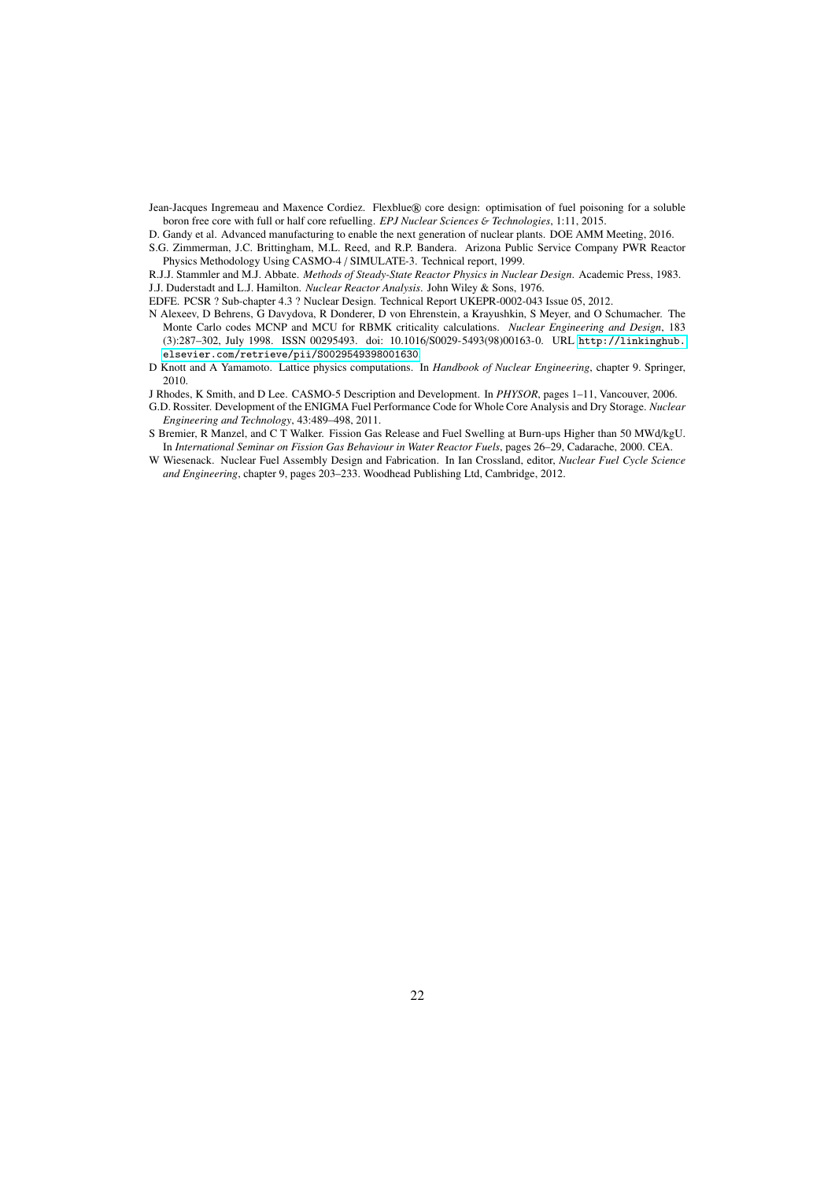Jean-Jacques Ingremeau and Maxence Cordiez. Flexblue® core design: optimisation of fuel poisoning for a soluble boron free core with full or half core refuelling. *EPJ Nuclear Sciences & Technologies*, 1:11, 2015.

D. Gandy et al. Advanced manufacturing to enable the next generation of nuclear plants. DOE AMM Meeting, 2016.

S.G. Zimmerman, J.C. Brittingham, M.L. Reed, and R.P. Bandera. Arizona Public Service Company PWR Reactor Physics Methodology Using CASMO-4 / SIMULATE-3. Technical report, 1999.

R.J.J. Stammler and M.J. Abbate. *Methods of Steady-State Reactor Physics in Nuclear Design*. Academic Press, 1983.

J.J. Duderstadt and L.J. Hamilton. *Nuclear Reactor Analysis*. John Wiley & Sons, 1976.

EDFE. PCSR ? Sub-chapter 4.3 ? Nuclear Design. Technical Report UKEPR-0002-043 Issue 05, 2012.

N Alexeev, D Behrens, G Davydova, R Donderer, D von Ehrenstein, a Krayushkin, S Meyer, and O Schumacher. The Monte Carlo codes MCNP and MCU for RBMK criticality calculations. *Nuclear Engineering and Design*, 183 (3):287–302, July 1998. ISSN 00295493. doi: 10.1016/S0029-5493(98)00163-0. URL http://linkinghub.elsevier.com/retrieve/pii/S0029549398001630.

D Knott and A Yamamoto. Lattice physics computations. In *Handbook of Nuclear Engineering*, chapter 9. Springer, 2010.

J Rhodes, K Smith, and D Lee. CASMO-5 Description and Development. In *PHYSOR*, pages 1–11, Vancouver, 2006.

G.D. Rossiter. Development of the ENIGMA Fuel Performance Code for Whole Core Analysis and Dry Storage. *Nuclear Engineering and Technology*, 43:489–498, 2011.

S Bremier, R Manzel, and C T Walker. Fission Gas Release and Fuel Swelling at Burn-ups Higher than 50 MWd/kgU. In *International Seminar on Fission Gas Behaviour in Water Reactor Fuels*, pages 26–29, Cadarache, 2000. CEA.

W Wiesenack. Nuclear Fuel Assembly Design and Fabrication. In Ian Crossland, editor, *Nuclear Fuel Cycle Science and Engineering*, chapter 9, pages 203–233. Woodhead Publishing Ltd, Cambridge, 2012.